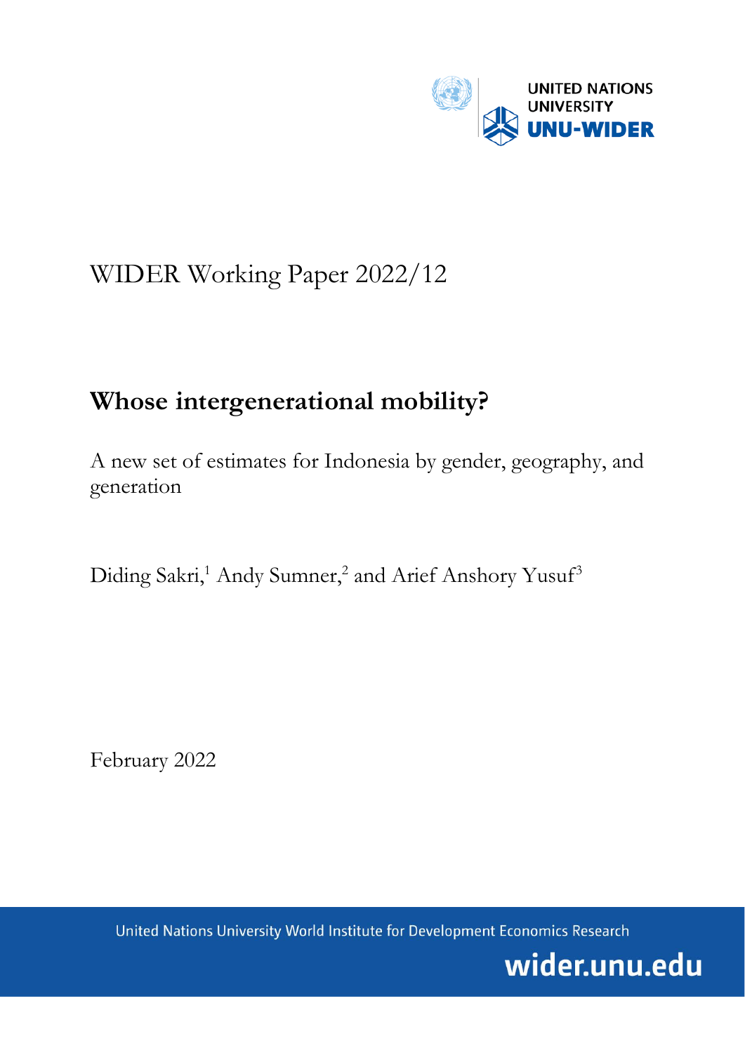UNITED NATIONS UNIVERSITY
UNU-WIDER

WIDER Working Paper 2022/12

# Whose intergenerational mobility?

A new set of estimates for Indonesia by gender, geography, and generation

Diding Sakri,[1] Andy Sumner,[2] and Arief Anshory Yusuf[3]

February 2022

United Nations University World Institute for Development Economics Research

wider.unu.edu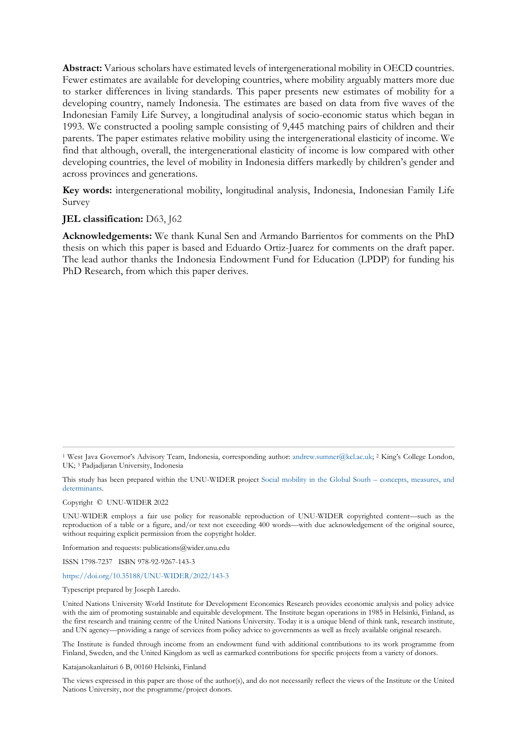**Abstract:** Various scholars have estimated levels of intergenerational mobility in OECD countries. Fewer estimates are available for developing countries, where mobility arguably matters more due to starker differences in living standards. This paper presents new estimates of mobility for a developing country, namely Indonesia. The estimates are based on data from five waves of the Indonesian Family Life Survey, a longitudinal analysis of socio-economic status which began in 1993. We constructed a pooling sample consisting of 9,445 matching pairs of children and their parents. The paper estimates relative mobility using the intergenerational elasticity of income. We find that although, overall, the intergenerational elasticity of income is low compared with other developing countries, the level of mobility in Indonesia differs markedly by children's gender and across provinces and generations.

**Key words:** intergenerational mobility, longitudinal analysis, Indonesia, Indonesian Family Life Survey

**JEL classification:** D63, J62

**Acknowledgements:** We thank Kunal Sen and Armando Barrientos for comments on the PhD thesis on which this paper is based and Eduardo Ortiz-Juarez for comments on the draft paper. The lead author thanks the Indonesia Endowment Fund for Education (LPDP) for funding his PhD Research, from which this paper derives.

---

[1] West Java Governor's Advisory Team, Indonesia, corresponding author: andrew.sumner@kcl.ac.uk; [2] King's College London, UK; [3] Padjadjaran University, Indonesia

This study has been prepared within the UNU-WIDER project Social mobility in the Global South – concepts, measures, and determinants.

Copyright © UNU-WIDER 2022

UNU-WIDER employs a fair use policy for reasonable reproduction of UNU-WIDER copyrighted content—such as the reproduction of a table or a figure, and/or text not exceeding 400 words—with due acknowledgement of the original source, without requiring explicit permission from the copyright holder.

Information and requests: publications@wider.unu.edu

ISSN 1798-7237 ISBN 978-92-9267-143-3

https://doi.org/10.35188/UNU-WIDER/2022/143-3

Typescript prepared by Joseph Laredo.

United Nations University World Institute for Development Economics Research provides economic analysis and policy advice with the aim of promoting sustainable and equitable development. The Institute began operations in 1985 in Helsinki, Finland, as the first research and training centre of the United Nations University. Today it is a unique blend of think tank, research institute, and UN agency—providing a range of services from policy advice to governments as well as freely available original research.

The Institute is funded through income from an endowment fund with additional contributions to its work programme from Finland, Sweden, and the United Kingdom as well as earmarked contributions for specific projects from a variety of donors.

Katajanokanlaituri 6 B, 00160 Helsinki, Finland

The views expressed in this paper are those of the author(s), and do not necessarily reflect the views of the Institute or the United Nations University, nor the programme/project donors.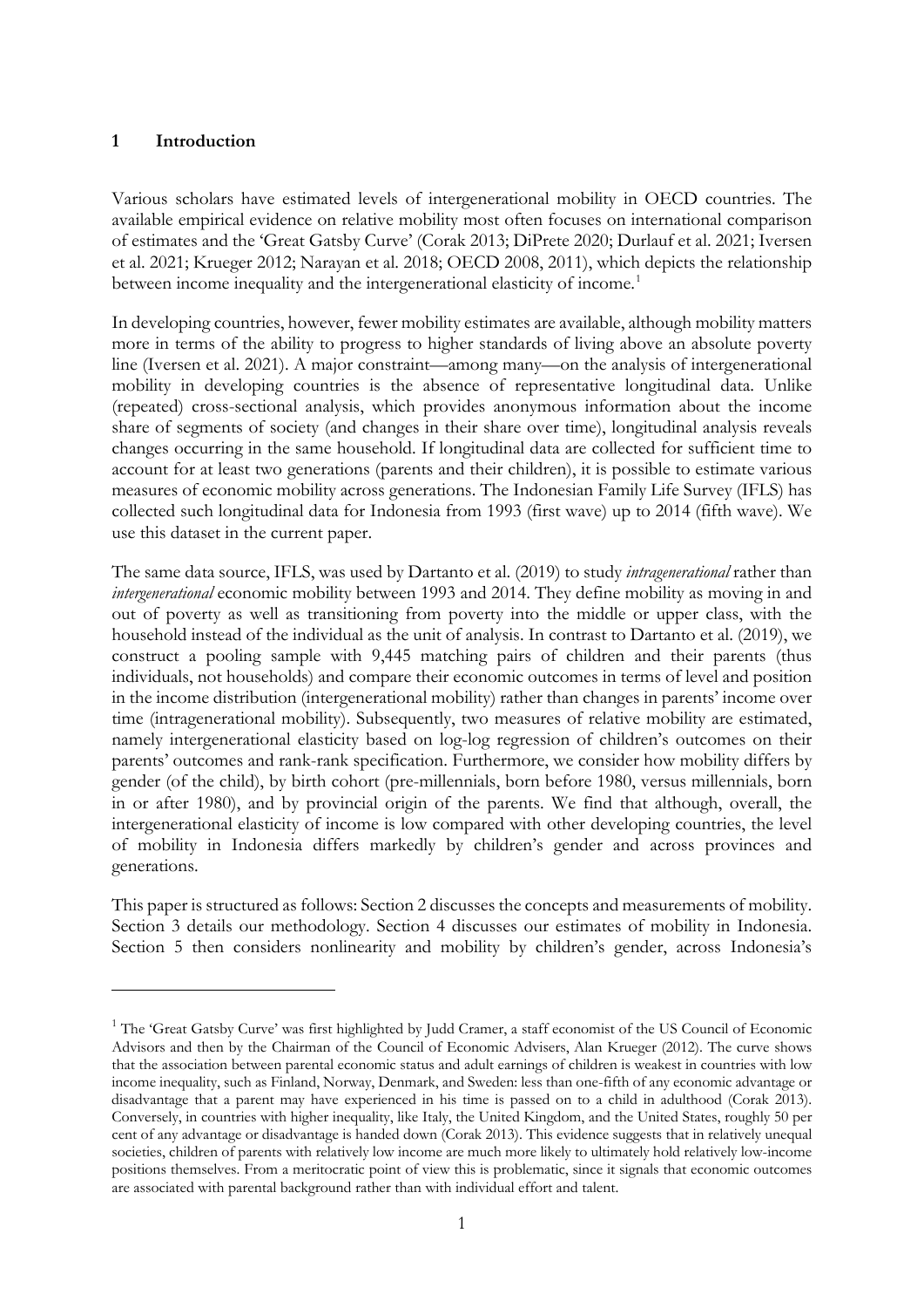## 1 Introduction

Various scholars have estimated levels of intergenerational mobility in OECD countries. The available empirical evidence on relative mobility most often focuses on international comparison of estimates and the 'Great Gatsby Curve' (Corak 2013; DiPrete 2020; Durlauf et al. 2021; Iversen et al. 2021; Krueger 2012; Narayan et al. 2018; OECD 2008, 2011), which depicts the relationship between income inequality and the intergenerational elasticity of income.[1]

In developing countries, however, fewer mobility estimates are available, although mobility matters more in terms of the ability to progress to higher standards of living above an absolute poverty line (Iversen et al. 2021). A major constraint—among many—on the analysis of intergenerational mobility in developing countries is the absence of representative longitudinal data. Unlike (repeated) cross-sectional analysis, which provides anonymous information about the income share of segments of society (and changes in their share over time), longitudinal analysis reveals changes occurring in the same household. If longitudinal data are collected for sufficient time to account for at least two generations (parents and their children), it is possible to estimate various measures of economic mobility across generations. The Indonesian Family Life Survey (IFLS) has collected such longitudinal data for Indonesia from 1993 (first wave) up to 2014 (fifth wave). We use this dataset in the current paper.

The same data source, IFLS, was used by Dartanto et al. (2019) to study *intragenerational* rather than *intergenerational* economic mobility between 1993 and 2014. They define mobility as moving in and out of poverty as well as transitioning from poverty into the middle or upper class, with the household instead of the individual as the unit of analysis. In contrast to Dartanto et al. (2019), we construct a pooling sample with 9,445 matching pairs of children and their parents (thus individuals, not households) and compare their economic outcomes in terms of level and position in the income distribution (intergenerational mobility) rather than changes in parents' income over time (intragenerational mobility). Subsequently, two measures of relative mobility are estimated, namely intergenerational elasticity based on log-log regression of children's outcomes on their parents' outcomes and rank-rank specification. Furthermore, we consider how mobility differs by gender (of the child), by birth cohort (pre-millennials, born before 1980, versus millennials, born in or after 1980), and by provincial origin of the parents. We find that although, overall, the intergenerational elasticity of income is low compared with other developing countries, the level of mobility in Indonesia differs markedly by children's gender and across provinces and generations.

This paper is structured as follows: Section 2 discusses the concepts and measurements of mobility. Section 3 details our methodology. Section 4 discusses our estimates of mobility in Indonesia. Section 5 then considers nonlinearity and mobility by children's gender, across Indonesia's

---

[1] The 'Great Gatsby Curve' was first highlighted by Judd Cramer, a staff economist of the US Council of Economic Advisors and then by the Chairman of the Council of Economic Advisers, Alan Krueger (2012). The curve shows that the association between parental economic status and adult earnings of children is weakest in countries with low income inequality, such as Finland, Norway, Denmark, and Sweden: less than one-fifth of any economic advantage or disadvantage that a parent may have experienced in his time is passed on to a child in adulthood (Corak 2013). Conversely, in countries with higher inequality, like Italy, the United Kingdom, and the United States, roughly 50 per cent of any advantage or disadvantage is handed down (Corak 2013). This evidence suggests that in relatively unequal societies, children of parents with relatively low income are much more likely to ultimately hold relatively low-income positions themselves. From a meritocratic point of view this is problematic, since it signals that economic outcomes are associated with parental background rather than with individual effort and talent.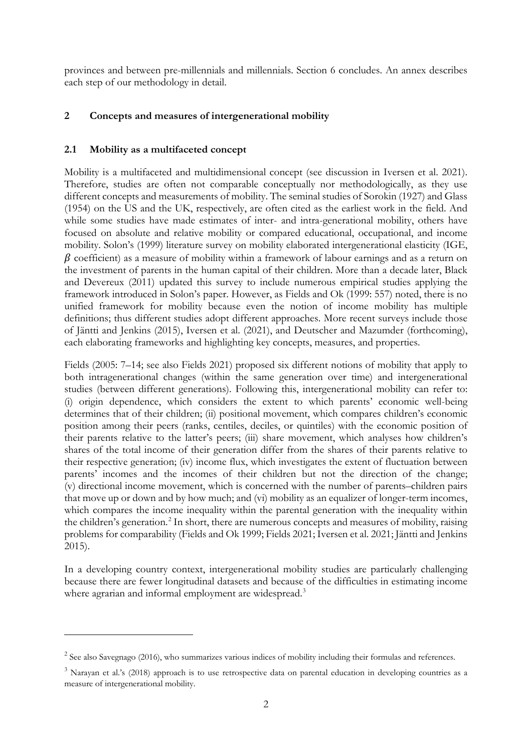provinces and between pre-millennials and millennials. Section 6 concludes. An annex describes each step of our methodology in detail.

## 2 Concepts and measures of intergenerational mobility

### 2.1 Mobility as a multifaceted concept

Mobility is a multifaceted and multidimensional concept (see discussion in Iversen et al. 2021). Therefore, studies are often not comparable conceptually nor methodologically, as they use different concepts and measurements of mobility. The seminal studies of Sorokin (1927) and Glass (1954) on the US and the UK, respectively, are often cited as the earliest work in the field. And while some studies have made estimates of inter- and intra-generational mobility, others have focused on absolute and relative mobility or compared educational, occupational, and income mobility. Solon's (1999) literature survey on mobility elaborated intergenerational elasticity (IGE, $\beta$ coefficient) as a measure of mobility within a framework of labour earnings and as a return on the investment of parents in the human capital of their children. More than a decade later, Black and Devereux (2011) updated this survey to include numerous empirical studies applying the framework introduced in Solon's paper. However, as Fields and Ok (1999: 557) noted, there is no unified framework for mobility because even the notion of income mobility has multiple definitions; thus different studies adopt different approaches. More recent surveys include those of Jäntti and Jenkins (2015), Iversen et al. (2021), and Deutscher and Mazumder (forthcoming), each elaborating frameworks and highlighting key concepts, measures, and properties.

Fields (2005: 7–14; see also Fields 2021) proposed six different notions of mobility that apply to both intragenerational changes (within the same generation over time) and intergenerational studies (between different generations). Following this, intergenerational mobility can refer to: (i) origin dependence, which considers the extent to which parents' economic well-being determines that of their children; (ii) positional movement, which compares children's economic position among their peers (ranks, centiles, deciles, or quintiles) with the economic position of their parents relative to the latter's peers; (iii) share movement, which analyses how children's shares of the total income of their generation differ from the shares of their parents relative to their respective generation; (iv) income flux, which investigates the extent of fluctuation between parents' incomes and the incomes of their children but not the direction of the change; (v) directional income movement, which is concerned with the number of parents–children pairs that move up or down and by how much; and (vi) mobility as an equalizer of longer-term incomes, which compares the income inequality within the parental generation with the inequality within the children's generation.[2] In short, there are numerous concepts and measures of mobility, raising problems for comparability (Fields and Ok 1999; Fields 2021; Iversen et al. 2021; Jäntti and Jenkins 2015).

In a developing country context, intergenerational mobility studies are particularly challenging because there are fewer longitudinal datasets and because of the difficulties in estimating income where agrarian and informal employment are widespread.[3]

---

[2] See also Savegnago (2016), who summarizes various indices of mobility including their formulas and references.

[3] Narayan et al.'s (2018) approach is to use retrospective data on parental education in developing countries as a measure of intergenerational mobility.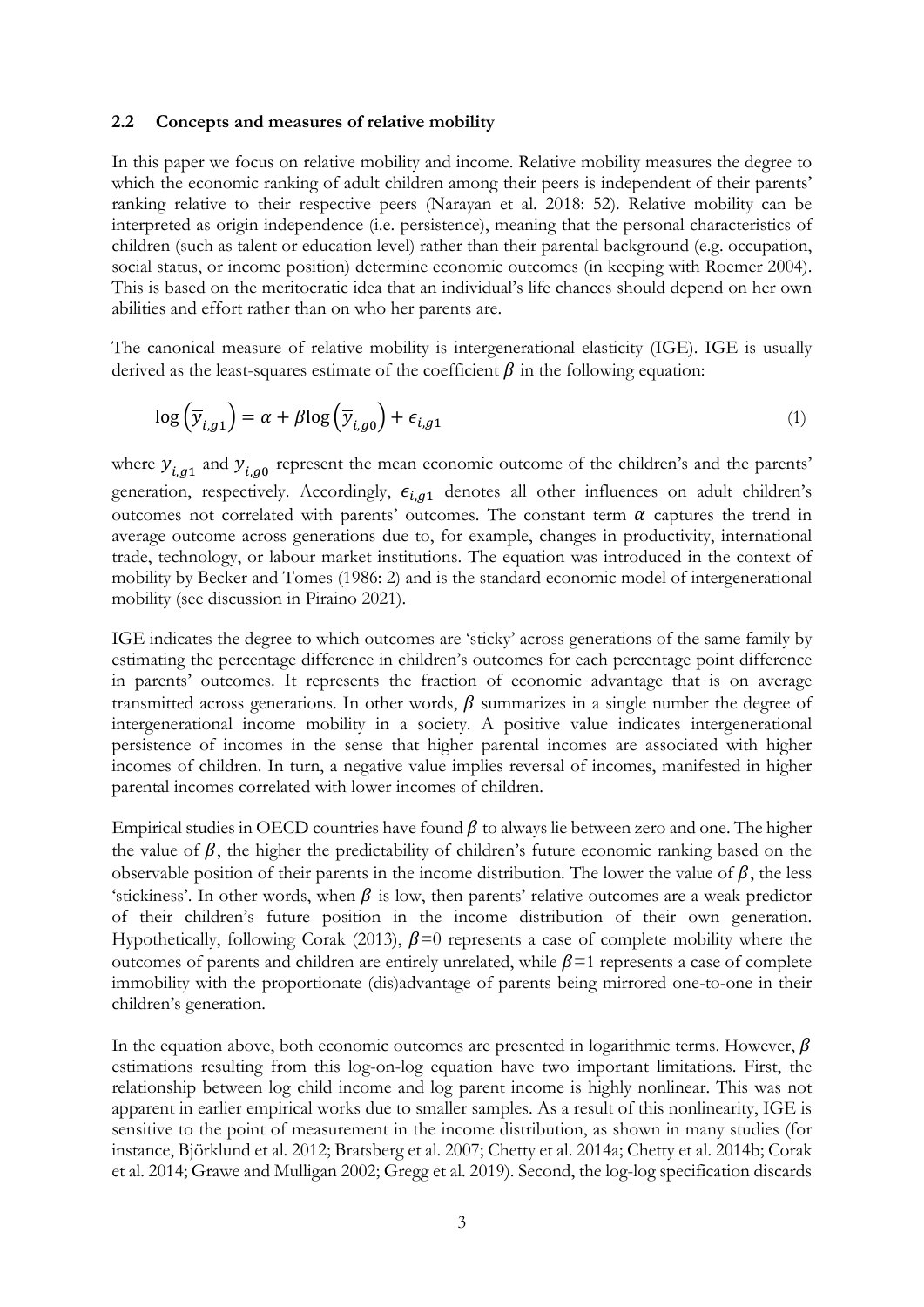### 2.2 Concepts and measures of relative mobility

In this paper we focus on relative mobility and income. Relative mobility measures the degree to which the economic ranking of adult children among their peers is independent of their parents' ranking relative to their respective peers (Narayan et al. 2018: 52). Relative mobility can be interpreted as origin independence (i.e. persistence), meaning that the personal characteristics of children (such as talent or education level) rather than their parental background (e.g. occupation, social status, or income position) determine economic outcomes (in keeping with Roemer 2004). This is based on the meritocratic idea that an individual's life chances should depend on her own abilities and effort rather than on who her parents are.

The canonical measure of relative mobility is intergenerational elasticity (IGE). IGE is usually derived as the least-squares estimate of the coefficient $\beta$ in the following equation:

$$\log\left(\overline{y}_{i,g1}\right) = \alpha + \beta \log\left(\overline{y}_{i,g0}\right) + \epsilon_{i,g1} \tag{1}$$

where $\overline{y}_{i,g1}$ and $\overline{y}_{i,g0}$ represent the mean economic outcome of the children's and the parents' generation, respectively. Accordingly, $\epsilon_{i,g1}$ denotes all other influences on adult children's outcomes not correlated with parents' outcomes. The constant term $\alpha$ captures the trend in average outcome across generations due to, for example, changes in productivity, international trade, technology, or labour market institutions. The equation was introduced in the context of mobility by Becker and Tomes (1986: 2) and is the standard economic model of intergenerational mobility (see discussion in Pirainio 2021).

IGE indicates the degree to which outcomes are 'sticky' across generations of the same family by estimating the percentage difference in children's outcomes for each percentage point difference in parents' outcomes. It represents the fraction of economic advantage that is on average transmitted across generations. In other words, $\beta$ summarizes in a single number the degree of intergenerational income mobility in a society. A positive value indicates intergenerational persistence of incomes in the sense that higher parental incomes are associated with higher incomes of children. In turn, a negative value implies reversal of incomes, manifested in higher parental incomes correlated with lower incomes of children.

Empirical studies in OECD countries have found $\beta$ to always lie between zero and one. The higher the value of $\beta$, the higher the predictability of children's future economic ranking based on the observable position of their parents in the income distribution. The lower the value of $\beta$, the less 'stickiness'. In other words, when $\beta$ is low, then parents' relative outcomes are a weak predictor of their children's future position in the income distribution of their own generation. Hypothetically, following Corak (2013), $\beta$=0 represents a case of complete mobility where the outcomes of parents and children are entirely unrelated, while $\beta$=1 represents a case of complete immobility with the proportionate (dis)advantage of parents being mirrored one-to-one in their children's generation.

In the equation above, both economic outcomes are presented in logarithmic terms. However, $\beta$ estimations resulting from this log-on-log equation have two important limitations. First, the relationship between log child income and log parent income is highly nonlinear. This was not apparent in earlier empirical works due to smaller samples. As a result of this nonlinearity, IGE is sensitive to the point of measurement in the income distribution, as shown in many studies (for instance, Björklund et al. 2012; Bratsberg et al. 2007; Chetty et al. 2014a; Chetty et al. 2014b; Corak et al. 2014; Grawe and Mulligan 2002; Gregg et al. 2019). Second, the log-log specification discards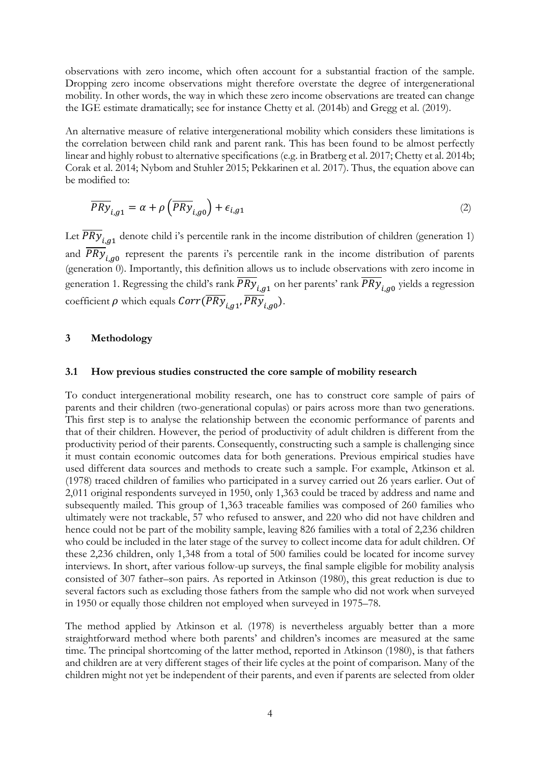observations with zero income, which often account for a substantial fraction of the sample. Dropping zero income observations might therefore overstate the degree of intergenerational mobility. In other words, the way in which these zero income observations are treated can change the IGE estimate dramatically; see for instance Chetty et al. (2014b) and Gregg et al. (2019).

An alternative measure of relative intergenerational mobility which considers these limitations is the correlation between child rank and parent rank. This has been found to be almost perfectly linear and highly robust to alternative specifications (e.g. in Bratberg et al. 2017; Chetty et al. 2014b; Corak et al. 2014; Nybom and Stuhler 2015; Pekkarinen et al. 2017). Thus, the equation above can be modified to:

$$\overline{PRy}_{i,g1} = \alpha + \rho \left(\overline{PRy}_{i,g0}\right) + \epsilon_{i,g1} \tag{2}$$

Let $\overline{PRy}_{i,g1}$ denote child i's percentile rank in the income distribution of children (generation 1) and $\overline{PRy}_{i,g0}$ represent the parents i's percentile rank in the income distribution of parents (generation 0). Importantly, this definition allows us to include observations with zero income in generation 1. Regressing the child's rank $\overline{PRy}_{i,g1}$ on her parents' rank $\overline{PRy}_{i,g0}$ yields a regression coefficient $\rho$ which equals $Corr(\overline{PRy}_{i,g1}, \overline{PRy}_{i,g0})$.

## 3 Methodology

### 3.1 How previous studies constructed the core sample of mobility research

To conduct intergenerational mobility research, one has to construct core sample of pairs of parents and their children (two-generational copulas) or pairs across more than two generations. This first step is to analyse the relationship between the economic performance of parents and that of their children. However, the period of productivity of adult children is different from the productivity period of their parents. Consequently, constructing such a sample is challenging since it must contain economic outcomes data for both generations. Previous empirical studies have used different data sources and methods to create such a sample. For example, Atkinson et al. (1978) traced children of families who participated in a survey carried out 26 years earlier. Out of 2,011 original respondents surveyed in 1950, only 1,363 could be traced by address and name and subsequently mailed. This group of 1,363 traceable families was composed of 260 families who ultimately were not trackable, 57 who refused to answer, and 220 who did not have children and hence could not be part of the mobility sample, leaving 826 families with a total of 2,236 children who could be included in the later stage of the survey to collect income data for adult children. Of these 2,236 children, only 1,348 from a total of 500 families could be located for income survey interviews. In short, after various follow-up surveys, the final sample eligible for mobility analysis consisted of 307 father–son pairs. As reported in Atkinson (1980), this great reduction is due to several factors such as excluding those fathers from the sample who did not work when surveyed in 1950 or equally those children not employed when surveyed in 1975–78.

The method applied by Atkinson et al. (1978) is nevertheless arguably better than a more straightforward method where both parents' and children's incomes are measured at the same time. The principal shortcoming of the latter method, reported in Atkinson (1980), is that fathers and children are at very different stages of their life cycles at the point of comparison. Many of the children might not yet be independent of their parents, and even if parents are selected from older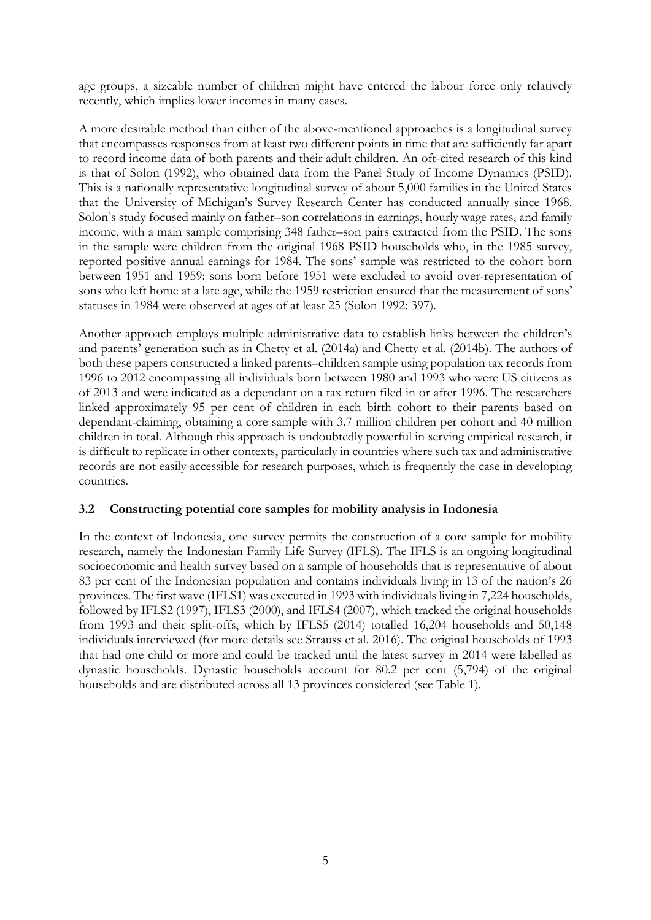age groups, a sizeable number of children might have entered the labour force only relatively recently, which implies lower incomes in many cases.

A more desirable method than either of the above-mentioned approaches is a longitudinal survey that encompasses responses from at least two different points in time that are sufficiently far apart to record income data of both parents and their adult children. An oft-cited research of this kind is that of Solon (1992), who obtained data from the Panel Study of Income Dynamics (PSID). This is a nationally representative longitudinal survey of about 5,000 families in the United States that the University of Michigan's Survey Research Center has conducted annually since 1968. Solon's study focused mainly on father–son correlations in earnings, hourly wage rates, and family income, with a main sample comprising 348 father–son pairs extracted from the PSID. The sons in the sample were children from the original 1968 PSID households who, in the 1985 survey, reported positive annual earnings for 1984. The sons' sample was restricted to the cohort born between 1951 and 1959: sons born before 1951 were excluded to avoid over-representation of sons who left home at a late age, while the 1959 restriction ensured that the measurement of sons' statuses in 1984 were observed at ages of at least 25 (Solon 1992: 397).

Another approach employs multiple administrative data to establish links between the children's and parents' generation such as in Chetty et al. (2014a) and Chetty et al. (2014b). The authors of both these papers constructed a linked parents–children sample using population tax records from 1996 to 2012 encompassing all individuals born between 1980 and 1993 who were US citizens as of 2013 and were indicated as a dependant on a tax return filed in or after 1996. The researchers linked approximately 95 per cent of children in each birth cohort to their parents based on dependant-claiming, obtaining a core sample with 3.7 million children per cohort and 40 million children in total. Although this approach is undoubtedly powerful in serving empirical research, it is difficult to replicate in other contexts, particularly in countries where such tax and administrative records are not easily accessible for research purposes, which is frequently the case in developing countries.

### 3.2 Constructing potential core samples for mobility analysis in Indonesia

In the context of Indonesia, one survey permits the construction of a core sample for mobility research, namely the Indonesian Family Life Survey (IFLS). The IFLS is an ongoing longitudinal socioeconomic and health survey based on a sample of households that is representative of about 83 per cent of the Indonesian population and contains individuals living in 13 of the nation's 26 provinces. The first wave (IFLS1) was executed in 1993 with individuals living in 7,224 households, followed by IFLS2 (1997), IFLS3 (2000), and IFLS4 (2007), which tracked the original households from 1993 and their split-offs, which by IFLS5 (2014) totalled 16,204 households and 50,148 individuals interviewed (for more details see Strauss et al. 2016). The original households of 1993 that had one child or more and could be tracked until the latest survey in 2014 were labelled as dynastic households. Dynastic households account for 80.2 per cent (5,794) of the original households and are distributed across all 13 provinces considered (see Table 1).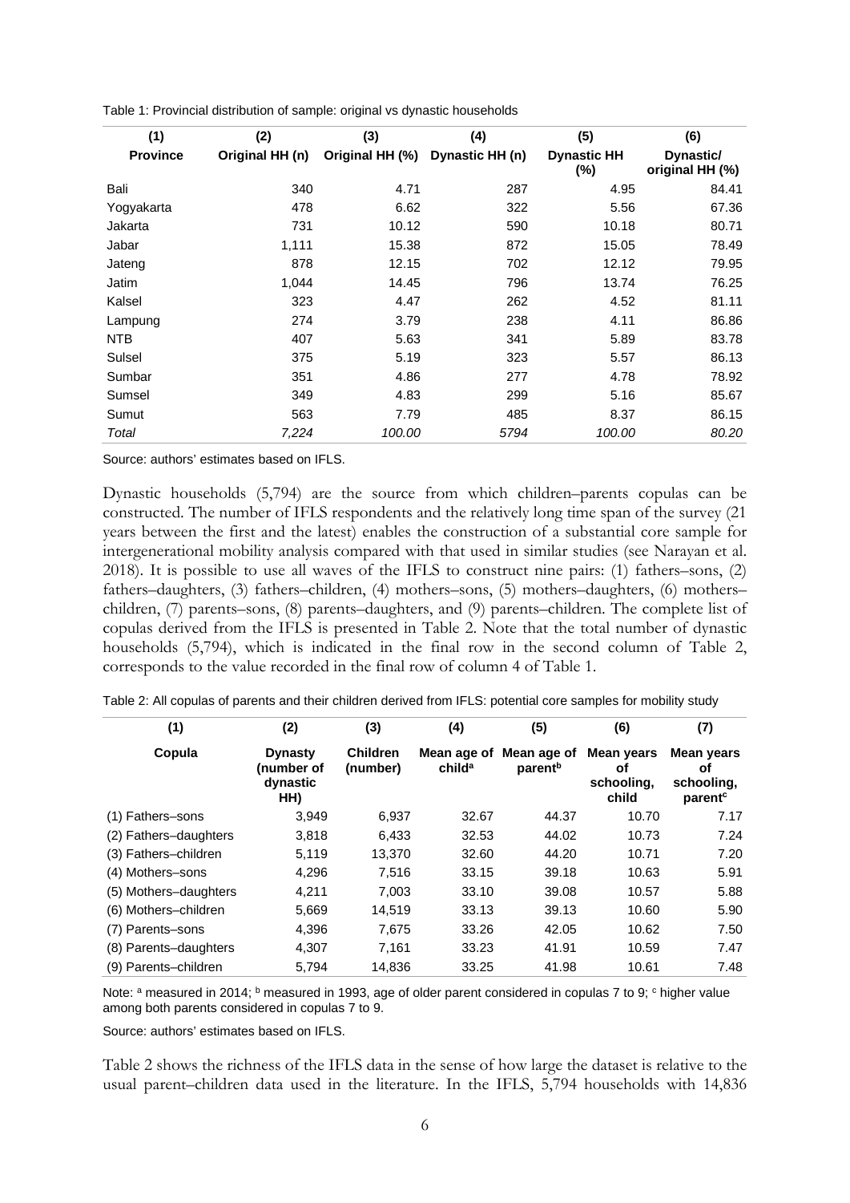Table 1: Provincial distribution of sample: original vs dynastic households

| (1) | (2) | (3) | (4) | (5) | (6) |
|---|---|---|---|---|---|
| **Province** | **Original HH (n)** | **Original HH (%)** | **Dynastic HH (n)** | **Dynastic HH (%)** | **Dynastic/ original HH (%)** |
| Bali | 340 | 4.71 | 287 | 4.95 | 84.41 |
| Yogyakarta | 478 | 6.62 | 322 | 5.56 | 67.36 |
| Jakarta | 731 | 10.12 | 590 | 10.18 | 80.71 |
| Jabar | 1,111 | 15.38 | 872 | 15.05 | 78.49 |
| Jateng | 878 | 12.15 | 702 | 12.12 | 79.95 |
| Jatim | 1,044 | 14.45 | 796 | 13.74 | 76.25 |
| Kalsel | 323 | 4.47 | 262 | 4.52 | 81.11 |
| Lampung | 274 | 3.79 | 238 | 4.11 | 86.86 |
| NTB | 407 | 5.63 | 341 | 5.89 | 83.78 |
| Sulsel | 375 | 5.19 | 323 | 5.57 | 86.13 |
| Sumbar | 351 | 4.86 | 277 | 4.78 | 78.92 |
| Sumsel | 349 | 4.83 | 299 | 5.16 | 85.67 |
| Sumut | 563 | 7.79 | 485 | 8.37 | 86.15 |
| *Total* | *7,224* | *100.00* | *5794* | *100.00* | *80.20* |

Source: authors' estimates based on IFLS.

Dynastic households (5,794) are the source from which children–parents copulas can be constructed. The number of IFLS respondents and the relatively long time span of the survey (21 years between the first and the latest) enables the construction of a substantial core sample for intergenerational mobility analysis compared with that used in similar studies (see Narayan et al. 2018). It is possible to use all waves of the IFLS to construct nine pairs: (1) fathers–sons, (2) fathers–daughters, (3) fathers–children, (4) mothers–sons, (5) mothers–daughters, (6) mothers–children, (7) parents–sons, (8) parents–daughters, and (9) parents–children. The complete list of copulas derived from the IFLS is presented in Table 2. Note that the total number of dynastic households (5,794), which is indicated in the final row in the second column of Table 2, corresponds to the value recorded in the final row of column 4 of Table 1.

Table 2: All copulas of parents and their children derived from IFLS: potential core samples for mobility study

| (1) | (2) | (3) | (4) | (5) | (6) | (7) |
|---|---|---|---|---|---|---|
| **Copula** | **Dynasty (number of dynastic HH)** | **Children (number)** | **Mean age of child[a]** | **Mean age of parent[b]** | **Mean years of schooling, child** | **Mean years of schooling, parent[c]** |
| (1) Fathers–sons | 3,949 | 6,937 | 32.67 | 44.37 | 10.70 | 7.17 |
| (2) Fathers–daughters | 3,818 | 6,433 | 32.53 | 44.02 | 10.73 | 7.24 |
| (3) Fathers–children | 5,119 | 13,370 | 32.60 | 44.20 | 10.71 | 7.20 |
| (4) Mothers–sons | 4,296 | 7,516 | 33.15 | 39.18 | 10.63 | 5.91 |
| (5) Mothers–daughters | 4,211 | 7,003 | 33.10 | 39.08 | 10.57 | 5.88 |
| (6) Mothers–children | 5,669 | 14,519 | 33.13 | 39.13 | 10.60 | 5.90 |
| (7) Parents–sons | 4,396 | 7,675 | 33.26 | 42.05 | 10.62 | 7.50 |
| (8) Parents–daughters | 4,307 | 7,161 | 33.23 | 41.91 | 10.59 | 7.47 |
| (9) Parents–children | 5,794 | 14,836 | 33.25 | 41.98 | 10.61 | 7.48 |

Note: [a] measured in 2014; [b] measured in 1993, age of older parent considered in copulas 7 to 9; [c] higher value among both parents considered in copulas 7 to 9.

Source: authors' estimates based on IFLS.

Table 2 shows the richness of the IFLS data in the sense of how large the dataset is relative to the usual parent–children data used in the literature. In the IFLS, 5,794 households with 14,836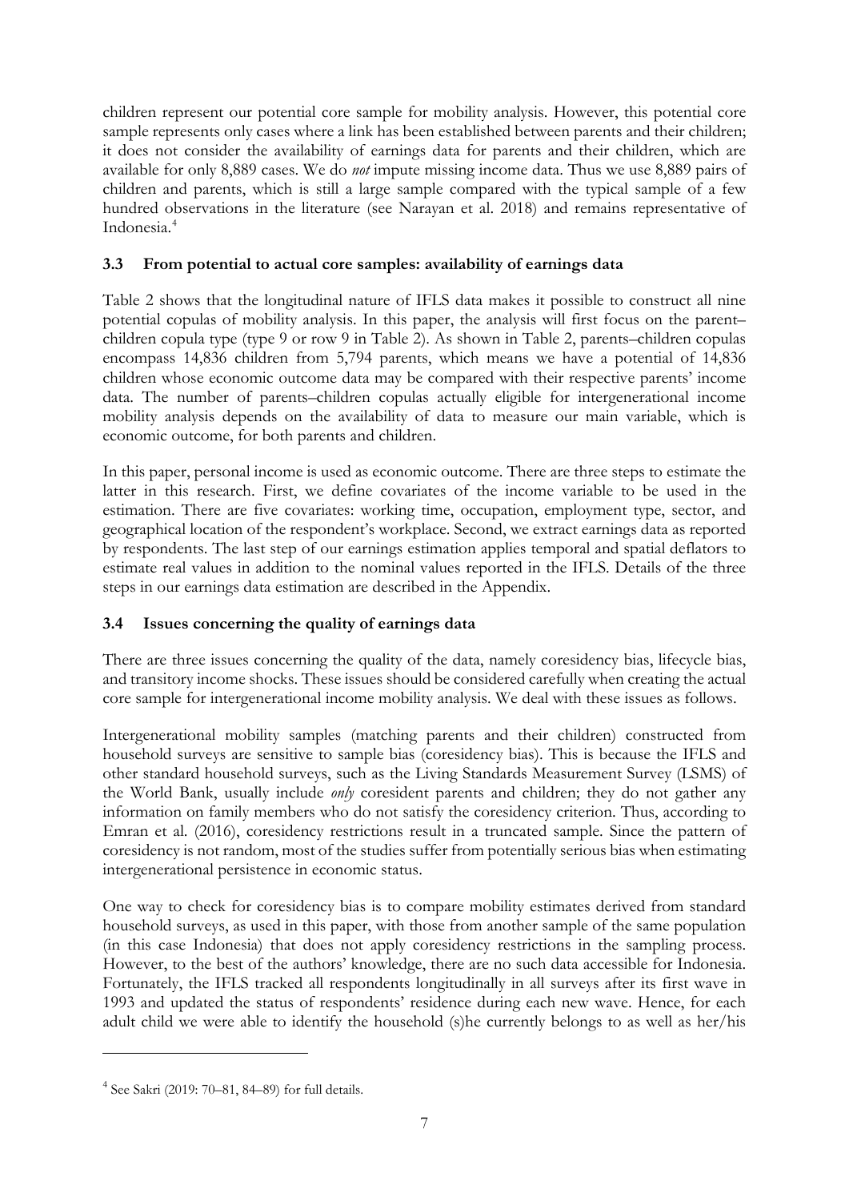children represent our potential core sample for mobility analysis. However, this potential core sample represents only cases where a link has been established between parents and their children; it does not consider the availability of earnings data for parents and their children, which are available for only 8,889 cases. We do *not* impute missing income data. Thus we use 8,889 pairs of children and parents, which is still a large sample compared with the typical sample of a few hundred observations in the literature (see Narayan et al. 2018) and remains representative of Indonesia.[4]

### 3.3 From potential to actual core samples: availability of earnings data

Table 2 shows that the longitudinal nature of IFLS data makes it possible to construct all nine potential copulas of mobility analysis. In this paper, the analysis will first focus on the parent–children copula type (type 9 or row 9 in Table 2). As shown in Table 2, parents–children copulas encompass 14,836 children from 5,794 parents, which means we have a potential of 14,836 children whose economic outcome data may be compared with their respective parents' income data. The number of parents–children copulas actually eligible for intergenerational income mobility analysis depends on the availability of data to measure our main variable, which is economic outcome, for both parents and children.

In this paper, personal income is used as economic outcome. There are three steps to estimate the latter in this research. First, we define covariates of the income variable to be used in the estimation. There are five covariates: working time, occupation, employment type, sector, and geographical location of the respondent's workplace. Second, we extract earnings data as reported by respondents. The last step of our earnings estimation applies temporal and spatial deflators to estimate real values in addition to the nominal values reported in the IFLS. Details of the three steps in our earnings data estimation are described in the Appendix.

### 3.4 Issues concerning the quality of earnings data

There are three issues concerning the quality of the data, namely coresidency bias, lifecycle bias, and transitory income shocks. These issues should be considered carefully when creating the actual core sample for intergenerational income mobility analysis. We deal with these issues as follows.

Intergenerational mobility samples (matching parents and their children) constructed from household surveys are sensitive to sample bias (coresidency bias). This is because the IFLS and other standard household surveys, such as the Living Standards Measurement Survey (LSMS) of the World Bank, usually include *only* coresident parents and children; they do not gather any information on family members who do not satisfy the coresidency criterion. Thus, according to Emran et al. (2016), coresidency restrictions result in a truncated sample. Since the pattern of coresidency is not random, most of the studies suffer from potentially serious bias when estimating intergenerational persistence in economic status.

One way to check for coresidency bias is to compare mobility estimates derived from standard household surveys, as used in this paper, with those from another sample of the same population (in this case Indonesia) that does not apply coresidency restrictions in the sampling process. However, to the best of the authors' knowledge, there are no such data accessible for Indonesia. Fortunately, the IFLS tracked all respondents longitudinally in all surveys after its first wave in 1993 and updated the status of respondents' residence during each new wave. Hence, for each adult child we were able to identify the household (s)he currently belongs to as well as her/his

[4] See Sakri (2019: 70–81, 84–89) for full details.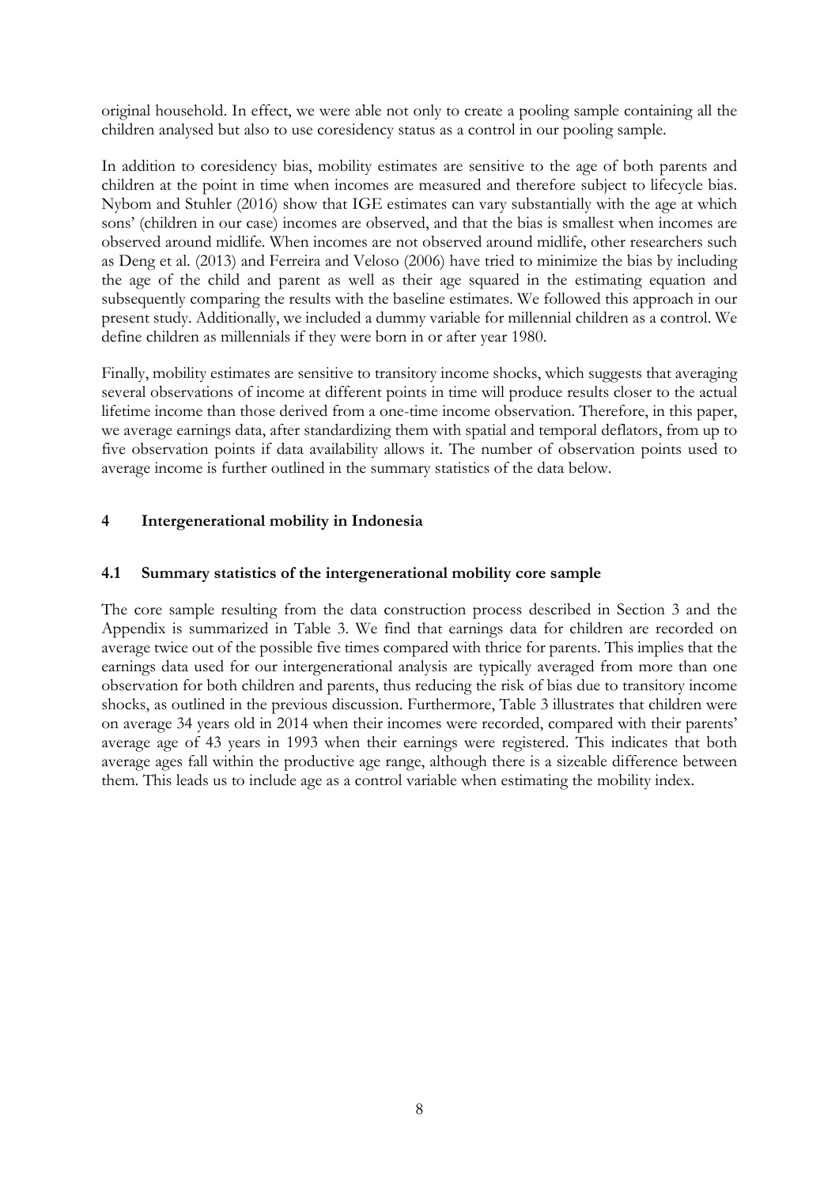original household. In effect, we were able not only to create a pooling sample containing all the children analysed but also to use coresidency status as a control in our pooling sample.

In addition to coresidency bias, mobility estimates are sensitive to the age of both parents and children at the point in time when incomes are measured and therefore subject to lifecycle bias. Nybom and Stuhler (2016) show that IGE estimates can vary substantially with the age at which sons' (children in our case) incomes are observed, and that the bias is smallest when incomes are observed around midlife. When incomes are not observed around midlife, other researchers such as Deng et al. (2013) and Ferreira and Veloso (2006) have tried to minimize the bias by including the age of the child and parent as well as their age squared in the estimating equation and subsequently comparing the results with the baseline estimates. We followed this approach in our present study. Additionally, we included a dummy variable for millennial children as a control. We define children as millennials if they were born in or after year 1980.

Finally, mobility estimates are sensitive to transitory income shocks, which suggests that averaging several observations of income at different points in time will produce results closer to the actual lifetime income than those derived from a one-time income observation. Therefore, in this paper, we average earnings data, after standardizing them with spatial and temporal deflators, from up to five observation points if data availability allows it. The number of observation points used to average income is further outlined in the summary statistics of the data below.

## 4 Intergenerational mobility in Indonesia

### 4.1 Summary statistics of the intergenerational mobility core sample

The core sample resulting from the data construction process described in Section 3 and the Appendix is summarized in Table 3. We find that earnings data for children are recorded on average twice out of the possible five times compared with thrice for parents. This implies that the earnings data used for our intergenerational analysis are typically averaged from more than one observation for both children and parents, thus reducing the risk of bias due to transitory income shocks, as outlined in the previous discussion. Furthermore, Table 3 illustrates that children were on average 34 years old in 2014 when their incomes were recorded, compared with their parents' average age of 43 years in 1993 when their earnings were registered. This indicates that both average ages fall within the productive age range, although there is a sizeable difference between them. This leads us to include age as a control variable when estimating the mobility index.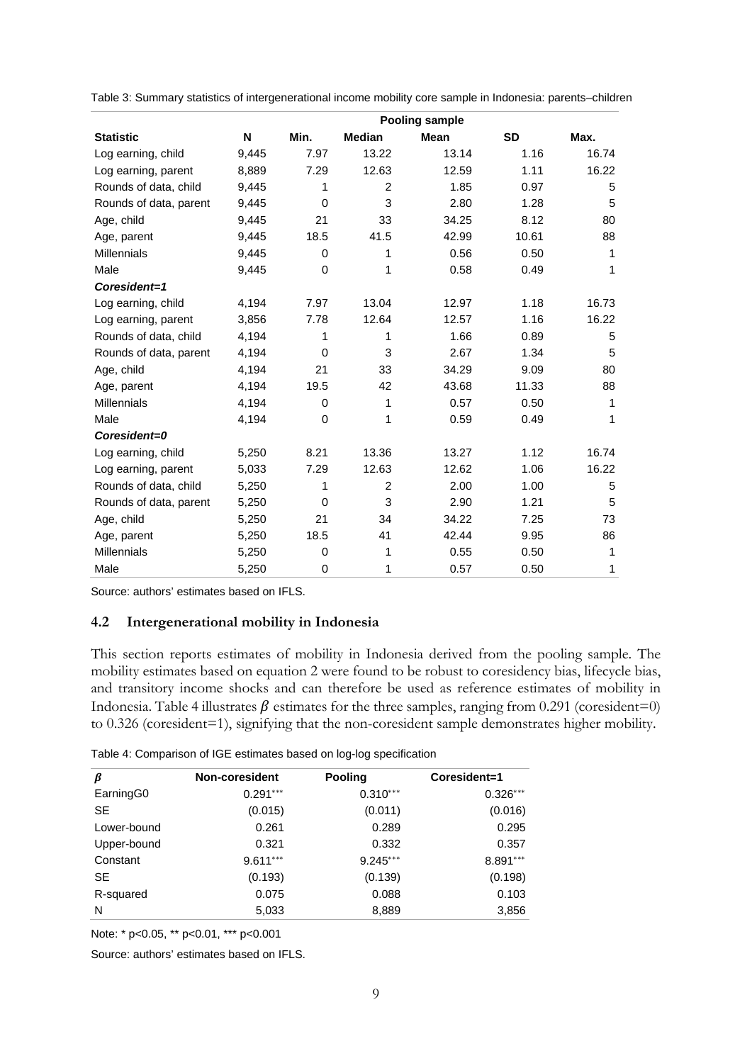Table 3: Summary statistics of intergenerational income mobility core sample in Indonesia: parents–children

| | Pooling sample | | | | | |
|---|---|---|---|---|---|---|
| **Statistic** | **N** | **Min.** | **Median** | **Mean** | **SD** | **Max.** |
| Log earning, child | 9,445 | 7.97 | 13.22 | 13.14 | 1.16 | 16.74 |
| Log earning, parent | 8,889 | 7.29 | 12.63 | 12.59 | 1.11 | 16.22 |
| Rounds of data, child | 9,445 | 1 | 2 | 1.85 | 0.97 | 5 |
| Rounds of data, parent | 9,445 | 0 | 3 | 2.80 | 1.28 | 5 |
| Age, child | 9,445 | 21 | 33 | 34.25 | 8.12 | 80 |
| Age, parent | 9,445 | 18.5 | 41.5 | 42.99 | 10.61 | 88 |
| Millennials | 9,445 | 0 | 1 | 0.56 | 0.50 | 1 |
| Male | 9,445 | 0 | 1 | 0.58 | 0.49 | 1 |
| ***Coresident=1*** | | | | | | |
| Log earning, child | 4,194 | 7.97 | 13.04 | 12.97 | 1.18 | 16.73 |
| Log earning, parent | 3,856 | 7.78 | 12.64 | 12.57 | 1.16 | 16.22 |
| Rounds of data, child | 4,194 | 1 | 1 | 1.66 | 0.89 | 5 |
| Rounds of data, parent | 4,194 | 0 | 3 | 2.67 | 1.34 | 5 |
| Age, child | 4,194 | 21 | 33 | 34.29 | 9.09 | 80 |
| Age, parent | 4,194 | 19.5 | 42 | 43.68 | 11.33 | 88 |
| Millennials | 4,194 | 0 | 1 | 0.57 | 0.50 | 1 |
| Male | 4,194 | 0 | 1 | 0.59 | 0.49 | 1 |
| ***Coresident=0*** | | | | | | |
| Log earning, child | 5,250 | 8.21 | 13.36 | 13.27 | 1.12 | 16.74 |
| Log earning, parent | 5,033 | 7.29 | 12.63 | 12.62 | 1.06 | 16.22 |
| Rounds of data, child | 5,250 | 1 | 2 | 2.00 | 1.00 | 5 |
| Rounds of data, parent | 5,250 | 0 | 3 | 2.90 | 1.21 | 5 |
| Age, child | 5,250 | 21 | 34 | 34.22 | 7.25 | 73 |
| Age, parent | 5,250 | 18.5 | 41 | 42.44 | 9.95 | 86 |
| Millennials | 5,250 | 0 | 1 | 0.55 | 0.50 | 1 |
| Male | 5,250 | 0 | 1 | 0.57 | 0.50 | 1 |

Source: authors' estimates based on IFLS.

## 4.2 Intergenerational mobility in Indonesia

This section reports estimates of mobility in Indonesia derived from the pooling sample. The mobility estimates based on equation 2 were found to be robust to coresidency bias, lifecycle bias, and transitory income shocks and can therefore be used as reference estimates of mobility in Indonesia. Table 4 illustrates $\beta$ estimates for the three samples, ranging from 0.291 (coresident=0) to 0.326 (coresident=1), signifying that the non-coresident sample demonstrates higher mobility.

Table 4: Comparison of IGE estimates based on log-log specification

| $\beta$ | Non-coresident | Pooling | Coresident=1 |
|---|---|---|---|
| EarningG0 | $0.291^{***}$ | $0.310^{***}$ | $0.326^{***}$ |
| SE | (0.015) | (0.011) | (0.016) |
| Lower-bound | 0.261 | 0.289 | 0.295 |
| Upper-bound | 0.321 | 0.332 | 0.357 |
| Constant | $9.611^{***}$ | $9.245^{***}$ | $8.891^{***}$ |
| SE | (0.193) | (0.139) | (0.198) |
| R-squared | 0.075 | 0.088 | 0.103 |
| N | 5,033 | 8,889 | 3,856 |

Note: * p<0.05, ** p<0.01, *** p<0.001

Source: authors' estimates based on IFLS.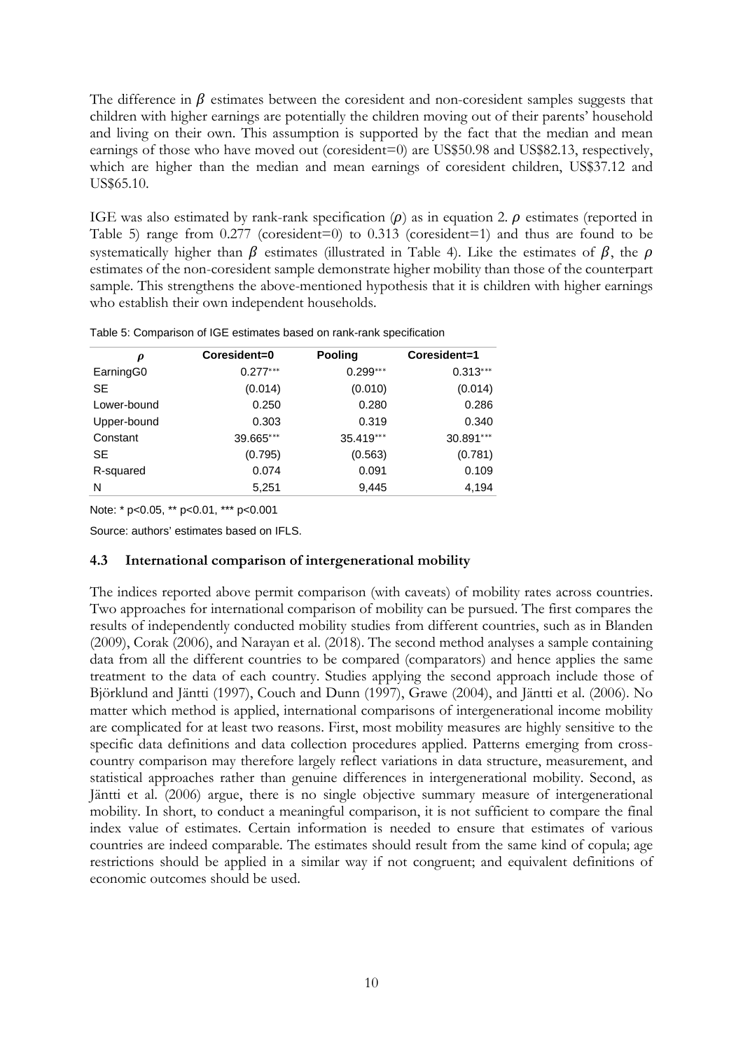The difference in $\beta$ estimates between the coresident and non-coresident samples suggests that children with higher earnings are potentially the children moving out of their parents' household and living on their own. This assumption is supported by the fact that the median and mean earnings of those who have moved out (coresident=0) are US$50.98 and US$82.13, respectively, which are higher than the median and mean earnings of coresident children, US$37.12 and US$65.10.

IGE was also estimated by rank-rank specification ($\rho$) as in equation 2. $\rho$ estimates (reported in Table 5) range from 0.277 (coresident=0) to 0.313 (coresident=1) and thus are found to be systematically higher than $\beta$ estimates (illustrated in Table 4). Like the estimates of $\beta$, the $\rho$ estimates of the non-coresident sample demonstrate higher mobility than those of the counterpart sample. This strengthens the above-mentioned hypothesis that it is children with higher earnings who establish their own independent households.

Table 5: Comparison of IGE estimates based on rank-rank specification

| $\rho$ | Coresident=0 | Pooling | Coresident=1 |
|---|---|---|---|
| EarningG0 | 0.277*** | 0.299*** | 0.313*** |
| SE | (0.014) | (0.010) | (0.014) |
| Lower-bound | 0.250 | 0.280 | 0.286 |
| Upper-bound | 0.303 | 0.319 | 0.340 |
| Constant | 39.665*** | 35.419*** | 30.891*** |
| SE | (0.795) | (0.563) | (0.781) |
| R-squared | 0.074 | 0.091 | 0.109 |
| N | 5,251 | 9,445 | 4,194 |

Note: * p<0.05, ** p<0.01, *** p<0.001

Source: authors' estimates based on IFLS.

### 4.3 International comparison of intergenerational mobility

The indices reported above permit comparison (with caveats) of mobility rates across countries. Two approaches for international comparison of mobility can be pursued. The first compares the results of independently conducted mobility studies from different countries, such as in Blanden (2009), Corak (2006), and Narayan et al. (2018). The second method analyses a sample containing data from all the different countries to be compared (comparators) and hence applies the same treatment to the data of each country. Studies applying the second approach include those of Björklund and Jäntti (1997), Couch and Dunn (1997), Grawe (2004), and Jäntti et al. (2006). No matter which method is applied, international comparisons of intergenerational income mobility are complicated for at least two reasons. First, most mobility measures are highly sensitive to the specific data definitions and data collection procedures applied. Patterns emerging from cross-country comparison may therefore largely reflect variations in data structure, measurement, and statistical approaches rather than genuine differences in intergenerational mobility. Second, as Jäntti et al. (2006) argue, there is no single objective summary measure of intergenerational mobility. In short, to conduct a meaningful comparison, it is not sufficient to compare the final index value of estimates. Certain information is needed to ensure that estimates of various countries are indeed comparable. The estimates should result from the same kind of copula; age restrictions should be applied in a similar way if not congruent; and equivalent definitions of economic outcomes should be used.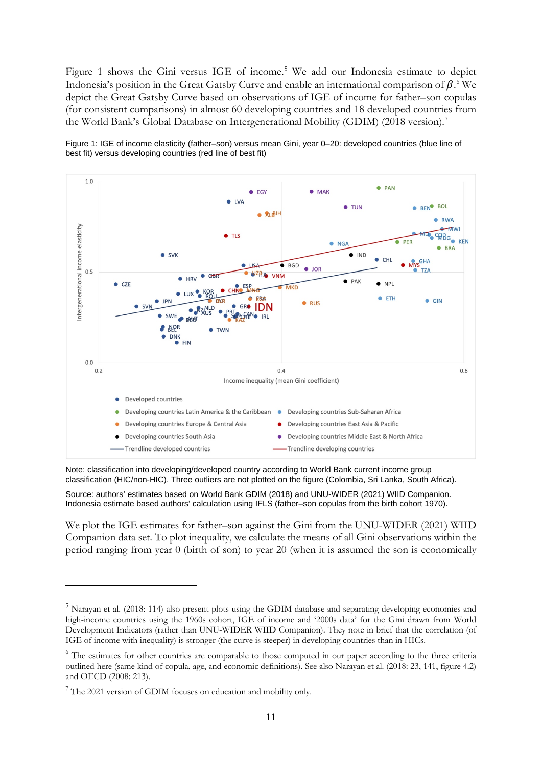Figure 1 shows the Gini versus IGE of income.[5] We add our Indonesia estimate to depict Indonesia's position in the Great Gatsby Curve and enable an international comparison of $\beta$.[6] We depict the Great Gatsby Curve based on observations of IGE of income for father–son copulas (for consistent comparisons) in almost 60 developing countries and 18 developed countries from the World Bank's Global Database on Intergenerational Mobility (GDIM) (2018 version).[7]

Figure 1: IGE of income elasticity (father–son) versus mean Gini, year 0–20: developed countries (blue line of best fit) versus developing countries (red line of best fit)

Note: classification into developing/developed country according to World Bank current income group classification (HIC/non-HIC). Three outliers are not plotted on the figure (Colombia, Sri Lanka, South Africa).

Source: authors' estimates based on World Bank GDIM (2018) and UNU-WIDER (2021) WIID Companion. Indonesia estimate based authors' calculation using IFLS (father–son copulas from the birth cohort 1970).

We plot the IGE estimates for father–son against the Gini from the UNU-WIDER (2021) WIID Companion data set. To plot inequality, we calculate the means of all Gini observations within the period ranging from year 0 (birth of son) to year 20 (when it is assumed the son is economically

---

[5] Narayan et al. (2018: 114) also present plots using the GDIM database and separating developing economies and high-income countries using the 1960s cohort, IGE of income and '2000s data' for the Gini drawn from World Development Indicators (rather than UNU-WIDER WIID Companion). They note in brief that the correlation (of IGE of income with inequality) is stronger (the curve is steeper) in developing countries than in HICs.

[6] The estimates for other countries are comparable to those computed in our paper according to the three criteria outlined here (same kind of copula, age, and economic definitions). See also Narayan et al. (2018: 23, 141, figure 4.2) and OECD (2008: 213).

[7] The 2021 version of GDIM focuses on education and mobility only.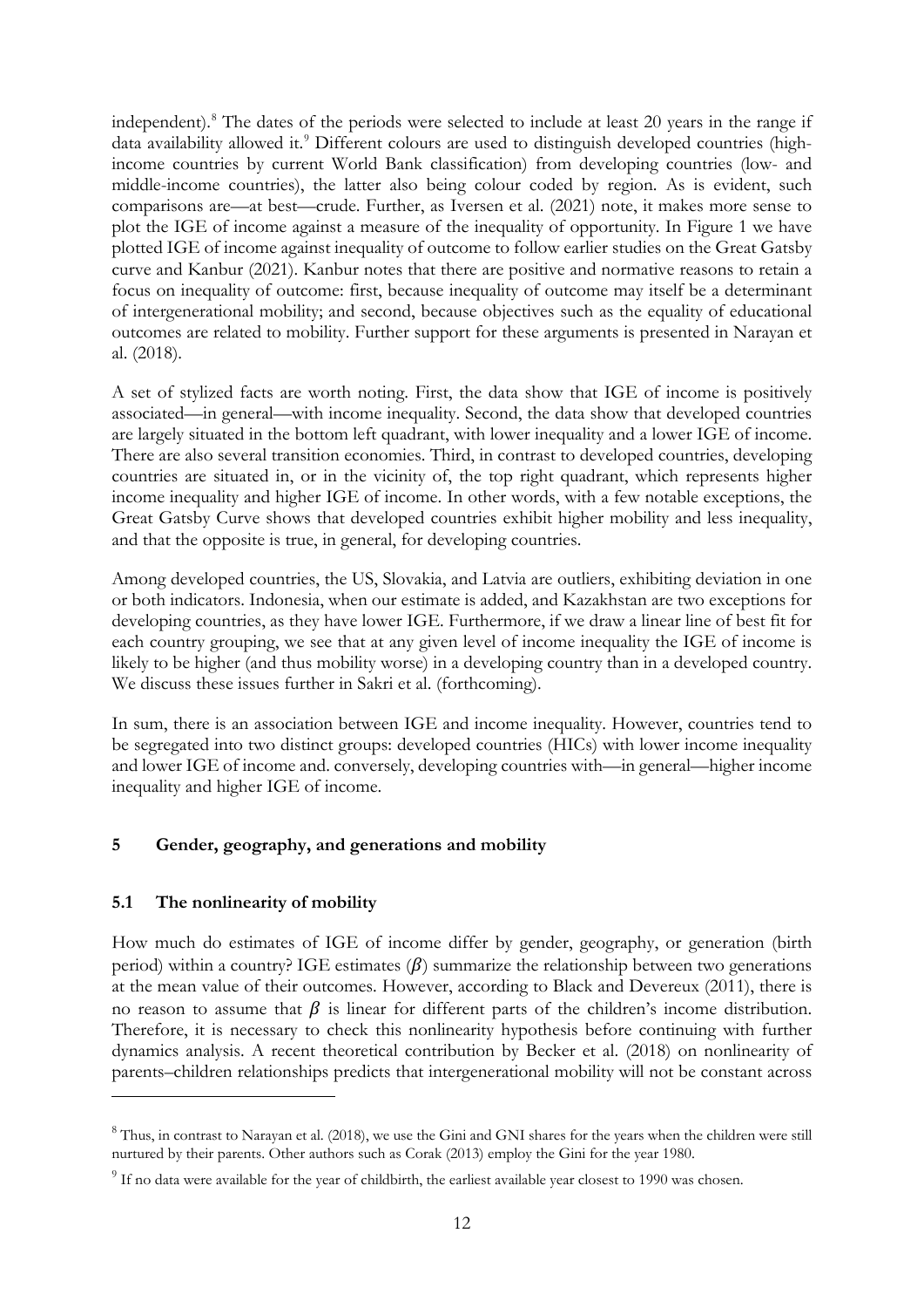independent).[8] The dates of the periods were selected to include at least 20 years in the range if data availability allowed it.[9] Different colours are used to distinguish developed countries (high-income countries by current World Bank classification) from developing countries (low- and middle-income countries), the latter also being colour coded by region. As is evident, such comparisons are—at best—crude. Further, as Iversen et al. (2021) note, it makes more sense to plot the IGE of income against a measure of the inequality of opportunity. In Figure 1 we have plotted IGE of income against inequality of outcome to follow earlier studies on the Great Gatsby curve and Kanbur (2021). Kanbur notes that there are positive and normative reasons to retain a focus on inequality of outcome: first, because inequality of outcome may itself be a determinant of intergenerational mobility; and second, because objectives such as the equality of educational outcomes are related to mobility. Further support for these arguments is presented in Narayan et al. (2018).

A set of stylized facts are worth noting. First, the data show that IGE of income is positively associated—in general—with income inequality. Second, the data show that developed countries are largely situated in the bottom left quadrant, with lower inequality and a lower IGE of income. There are also several transition economies. Third, in contrast to developed countries, developing countries are situated in, or in the vicinity of, the top right quadrant, which represents higher income inequality and higher IGE of income. In other words, with a few notable exceptions, the Great Gatsby Curve shows that developed countries exhibit higher mobility and less inequality, and that the opposite is true, in general, for developing countries.

Among developed countries, the US, Slovakia, and Latvia are outliers, exhibiting deviation in one or both indicators. Indonesia, when our estimate is added, and Kazakhstan are two exceptions for developing countries, as they have lower IGE. Furthermore, if we draw a linear line of best fit for each country grouping, we see that at any given level of income inequality the IGE of income is likely to be higher (and thus mobility worse) in a developing country than in a developed country. We discuss these issues further in Sakri et al. (forthcoming).

In sum, there is an association between IGE and income inequality. However, countries tend to be segregated into two distinct groups: developed countries (HICs) with lower income inequality and lower IGE of income and. conversely, developing countries with—in general—higher income inequality and higher IGE of income.

## 5 Gender, geography, and generations and mobility

### 5.1 The nonlinearity of mobility

How much do estimates of IGE of income differ by gender, geography, or generation (birth period) within a country? IGE estimates ($\beta$) summarize the relationship between two generations at the mean value of their outcomes. However, according to Black and Devereux (2011), there is no reason to assume that $\beta$ is linear for different parts of the children's income distribution. Therefore, it is necessary to check this nonlinearity hypothesis before continuing with further dynamics analysis. A recent theoretical contribution by Becker et al. (2018) on nonlinearity of parents–children relationships predicts that intergenerational mobility will not be constant across

[8] Thus, in contrast to Narayan et al. (2018), we use the Gini and GNI shares for the years when the children were still nurtured by their parents. Other authors such as Corak (2013) employ the Gini for the year 1980.

[9] If no data were available for the year of childbirth, the earliest available year closest to 1990 was chosen.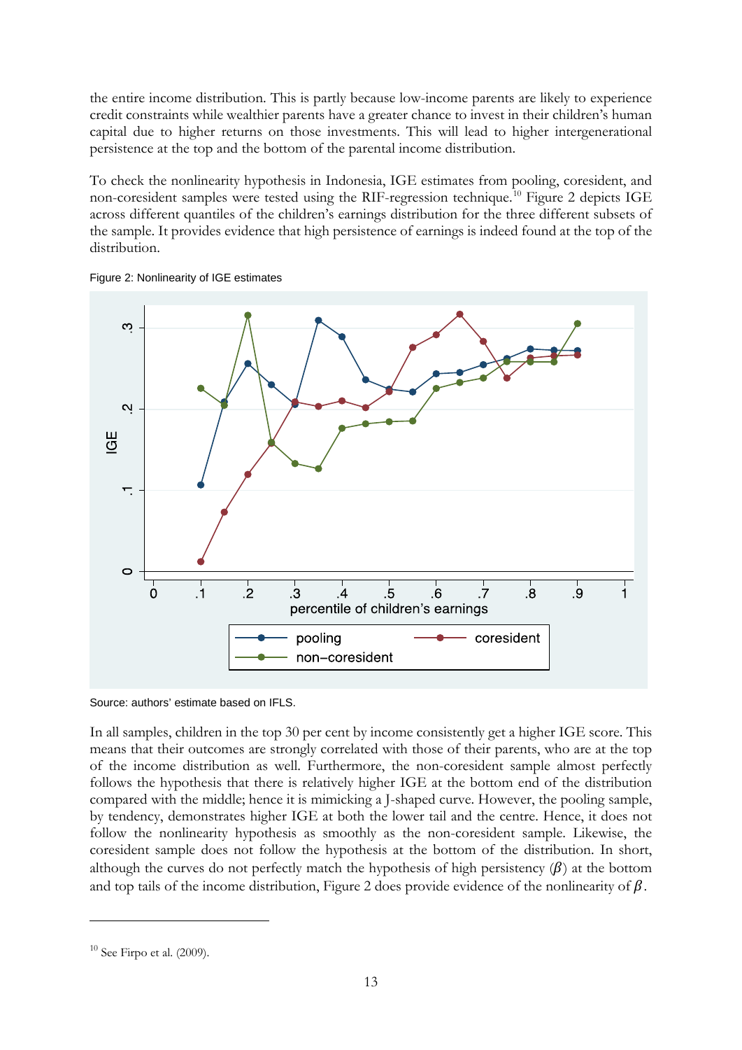the entire income distribution. This is partly because low-income parents are likely to experience credit constraints while wealthier parents have a greater chance to invest in their children's human capital due to higher returns on those investments. This will lead to higher intergenerational persistence at the top and the bottom of the parental income distribution.

To check the nonlinearity hypothesis in Indonesia, IGE estimates from pooling, coresident, and non-coresident samples were tested using the RIF-regression technique.[10] Figure 2 depicts IGE across different quantiles of the children's earnings distribution for the three different subsets of the sample. It provides evidence that high persistence of earnings is indeed found at the top of the distribution.

Figure 2: Nonlinearity of IGE estimates

Source: authors' estimate based on IFLS.

In all samples, children in the top 30 per cent by income consistently get a higher IGE score. This means that their outcomes are strongly correlated with those of their parents, who are at the top of the income distribution as well. Furthermore, the non-coresident sample almost perfectly follows the hypothesis that there is relatively higher IGE at the bottom end of the distribution compared with the middle; hence it is mimicking a J-shaped curve. However, the pooling sample, by tendency, demonstrates higher IGE at both the lower tail and the centre. Hence, it does not follow the nonlinearity hypothesis as smoothly as the non-coresident sample. Likewise, the coresident sample does not follow the hypothesis at the bottom of the distribution. In short, although the curves do not perfectly match the hypothesis of high persistency ($\beta$) at the bottom and top tails of the income distribution, Figure 2 does provide evidence of the nonlinearity of $\beta$.

[10] See Firpo et al. (2009).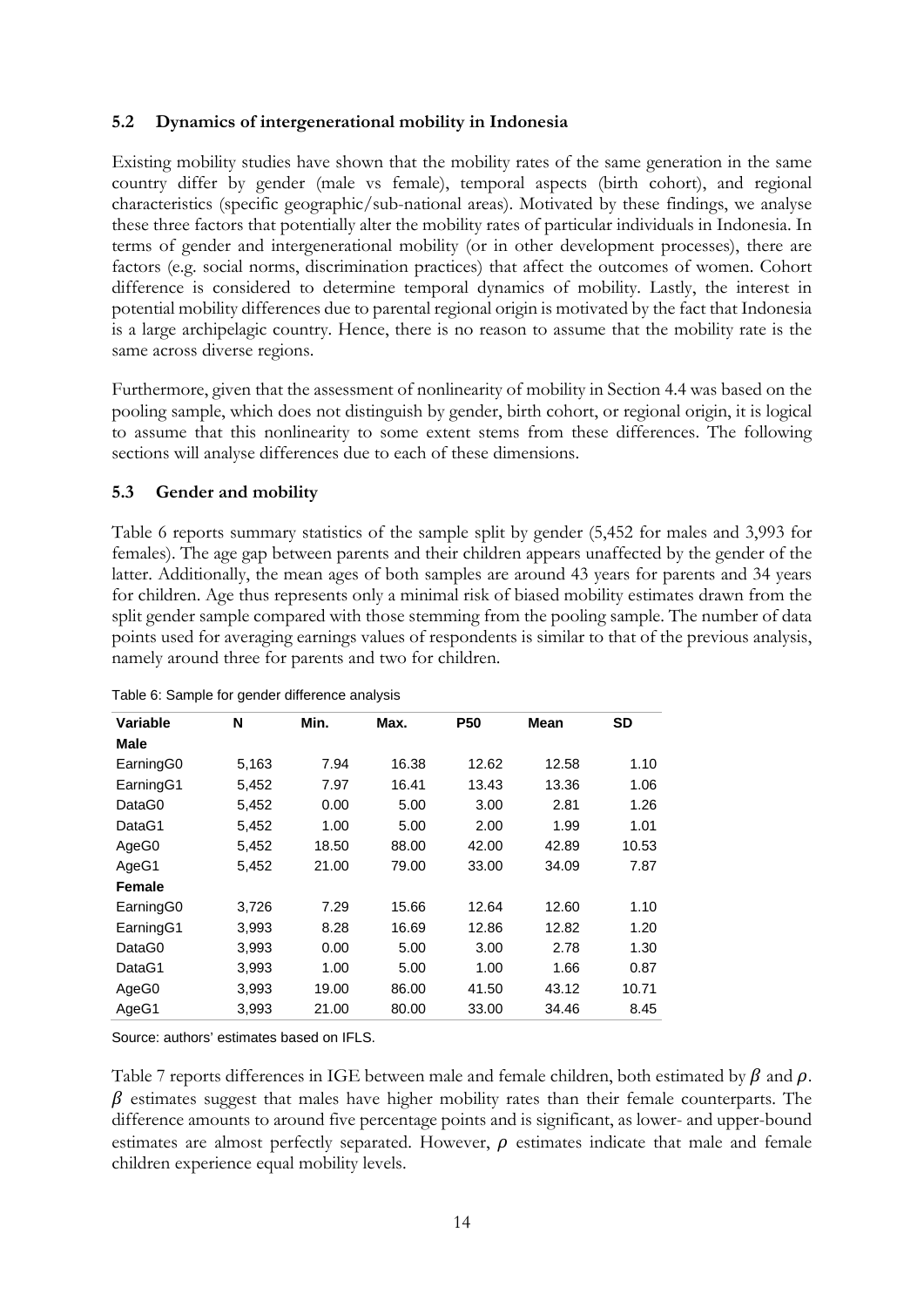### 5.2 Dynamics of intergenerational mobility in Indonesia

Existing mobility studies have shown that the mobility rates of the same generation in the same country differ by gender (male vs female), temporal aspects (birth cohort), and regional characteristics (specific geographic/sub-national areas). Motivated by these findings, we analyse these three factors that potentially alter the mobility rates of particular individuals in Indonesia. In terms of gender and intergenerational mobility (or in other development processes), there are factors (e.g. social norms, discrimination practices) that affect the outcomes of women. Cohort difference is considered to determine temporal dynamics of mobility. Lastly, the interest in potential mobility differences due to parental regional origin is motivated by the fact that Indonesia is a large archipelagic country. Hence, there is no reason to assume that the mobility rate is the same across diverse regions.

Furthermore, given that the assessment of nonlinearity of mobility in Section 4.4 was based on the pooling sample, which does not distinguish by gender, birth cohort, or regional origin, it is logical to assume that this nonlinearity to some extent stems from these differences. The following sections will analyse differences due to each of these dimensions.

### 5.3 Gender and mobility

Table 6 reports summary statistics of the sample split by gender (5,452 for males and 3,993 for females). The age gap between parents and their children appears unaffected by the gender of the latter. Additionally, the mean ages of both samples are around 43 years for parents and 34 years for children. Age thus represents only a minimal risk of biased mobility estimates drawn from the split gender sample compared with those stemming from the pooling sample. The number of data points used for averaging earnings values of respondents is similar to that of the previous analysis, namely around three for parents and two for children.

Table 6: Sample for gender difference analysis

| Variable | N | Min. | Max. | P50 | Mean | SD |
|---|---|---|---|---|---|---|
| **Male** | | | | | | |
| EarningG0 | 5,163 | 7.94 | 16.38 | 12.62 | 12.58 | 1.10 |
| EarningG1 | 5,452 | 7.97 | 16.41 | 13.43 | 13.36 | 1.06 |
| DataG0 | 5,452 | 0.00 | 5.00 | 3.00 | 2.81 | 1.26 |
| DataG1 | 5,452 | 1.00 | 5.00 | 2.00 | 1.99 | 1.01 |
| AgeG0 | 5,452 | 18.50 | 88.00 | 42.00 | 42.89 | 10.53 |
| AgeG1 | 5,452 | 21.00 | 79.00 | 33.00 | 34.09 | 7.87 |
| **Female** | | | | | | |
| EarningG0 | 3,726 | 7.29 | 15.66 | 12.64 | 12.60 | 1.10 |
| EarningG1 | 3,993 | 8.28 | 16.69 | 12.86 | 12.82 | 1.20 |
| DataG0 | 3,993 | 0.00 | 5.00 | 3.00 | 2.78 | 1.30 |
| DataG1 | 3,993 | 1.00 | 5.00 | 1.00 | 1.66 | 0.87 |
| AgeG0 | 3,993 | 19.00 | 86.00 | 41.50 | 43.12 | 10.71 |
| AgeG1 | 3,993 | 21.00 | 80.00 | 33.00 | 34.46 | 8.45 |

Source: authors' estimates based on IFLS.

Table 7 reports differences in IGE between male and female children, both estimated by $\beta$ and $\rho$. $\beta$ estimates suggest that males have higher mobility rates than their female counterparts. The difference amounts to around five percentage points and is significant, as lower- and upper-bound estimates are almost perfectly separated. However, $\rho$ estimates indicate that male and female children experience equal mobility levels.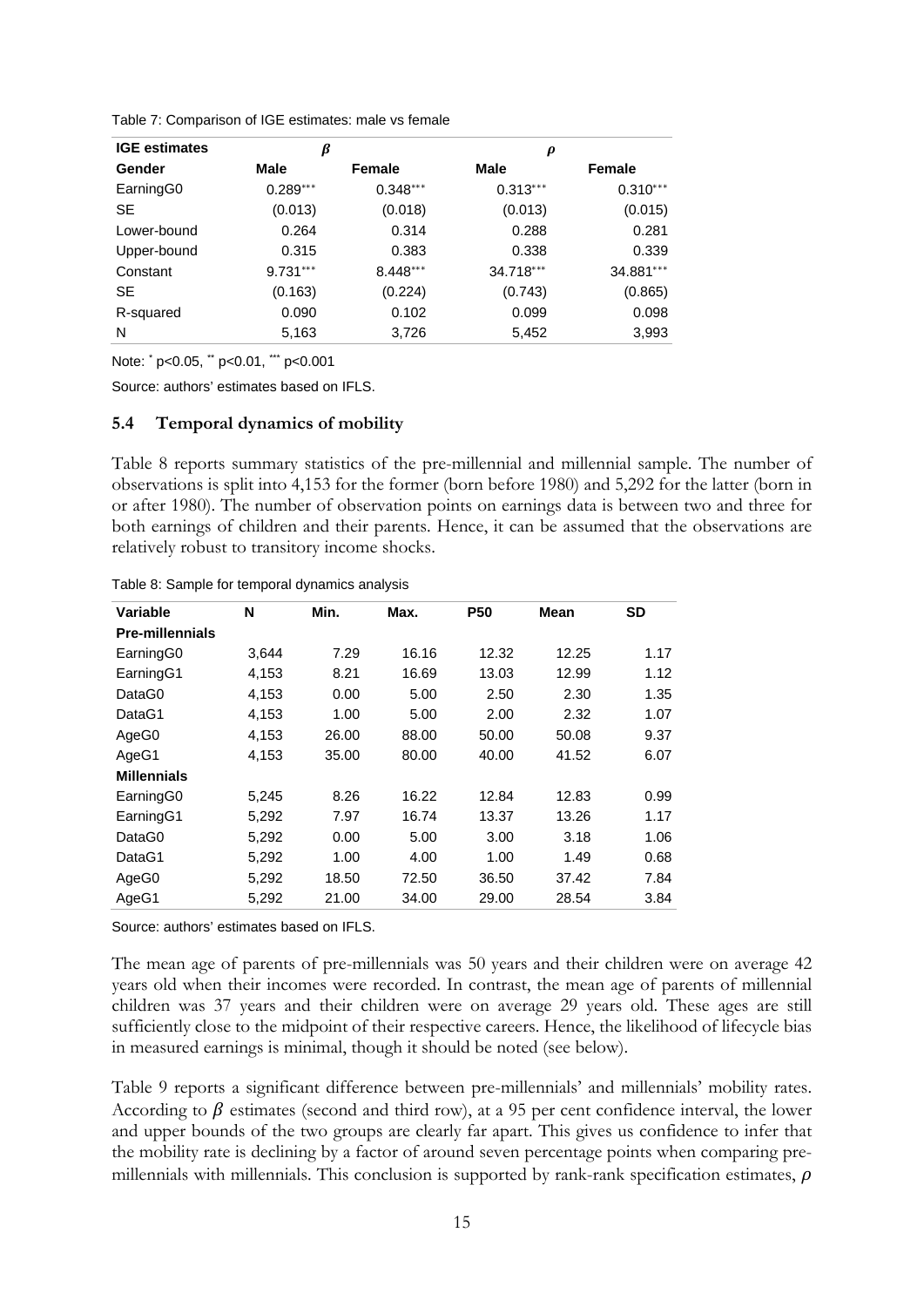Table 7: Comparison of IGE estimates: male vs female

| IGE estimates | $\beta$ | | $\rho$ | |
|---|---|---|---|---|
| **Gender** | **Male** | **Female** | **Male** | **Female** |
| EarningG0 | 0.289*** | 0.348*** | 0.313*** | 0.310*** |
| SE | (0.013) | (0.018) | (0.013) | (0.015) |
| Lower-bound | 0.264 | 0.314 | 0.288 | 0.281 |
| Upper-bound | 0.315 | 0.383 | 0.338 | 0.339 |
| Constant | 9.731*** | 8.448*** | 34.718*** | 34.881*** |
| SE | (0.163) | (0.224) | (0.743) | (0.865) |
| R-squared | 0.090 | 0.102 | 0.099 | 0.098 |
| N | 5,163 | 3,726 | 5,452 | 3,993 |

Note: * p<0.05, ** p<0.01, *** p<0.001

Source: authors' estimates based on IFLS.

## 5.4 Temporal dynamics of mobility

Table 8 reports summary statistics of the pre-millennial and millennial sample. The number of observations is split into 4,153 for the former (born before 1980) and 5,292 for the latter (born in or after 1980). The number of observation points on earnings data is between two and three for both earnings of children and their parents. Hence, it can be assumed that the observations are relatively robust to transitory income shocks.

Table 8: Sample for temporal dynamics analysis

| Variable | N | Min. | Max. | P50 | Mean | SD |
|---|---|---|---|---|---|---|
| **Pre-millennials** | | | | | | |
| EarningG0 | 3,644 | 7.29 | 16.16 | 12.32 | 12.25 | 1.17 |
| EarningG1 | 4,153 | 8.21 | 16.69 | 13.03 | 12.99 | 1.12 |
| DataG0 | 4,153 | 0.00 | 5.00 | 2.50 | 2.30 | 1.35 |
| DataG1 | 4,153 | 1.00 | 5.00 | 2.00 | 2.32 | 1.07 |
| AgeG0 | 4,153 | 26.00 | 88.00 | 50.00 | 50.08 | 9.37 |
| AgeG1 | 4,153 | 35.00 | 80.00 | 40.00 | 41.52 | 6.07 |
| **Millennials** | | | | | | |
| EarningG0 | 5,245 | 8.26 | 16.22 | 12.84 | 12.83 | 0.99 |
| EarningG1 | 5,292 | 7.97 | 16.74 | 13.37 | 13.26 | 1.17 |
| DataG0 | 5,292 | 0.00 | 5.00 | 3.00 | 3.18 | 1.06 |
| DataG1 | 5,292 | 1.00 | 4.00 | 1.00 | 1.49 | 0.68 |
| AgeG0 | 5,292 | 18.50 | 72.50 | 36.50 | 37.42 | 7.84 |
| AgeG1 | 5,292 | 21.00 | 34.00 | 29.00 | 28.54 | 3.84 |

Source: authors' estimates based on IFLS.

The mean age of parents of pre-millennials was 50 years and their children were on average 42 years old when their incomes were recorded. In contrast, the mean age of parents of millennial children was 37 years and their children were on average 29 years old. These ages are still sufficiently close to the midpoint of their respective careers. Hence, the likelihood of lifecycle bias in measured earnings is minimal, though it should be noted (see below).

Table 9 reports a significant difference between pre-millennials' and millennials' mobility rates. According to $\beta$ estimates (second and third row), at a 95 per cent confidence interval, the lower and upper bounds of the two groups are clearly far apart. This gives us confidence to infer that the mobility rate is declining by a factor of around seven percentage points when comparing pre-millennials with millennials. This conclusion is supported by rank-rank specification estimates, $\rho$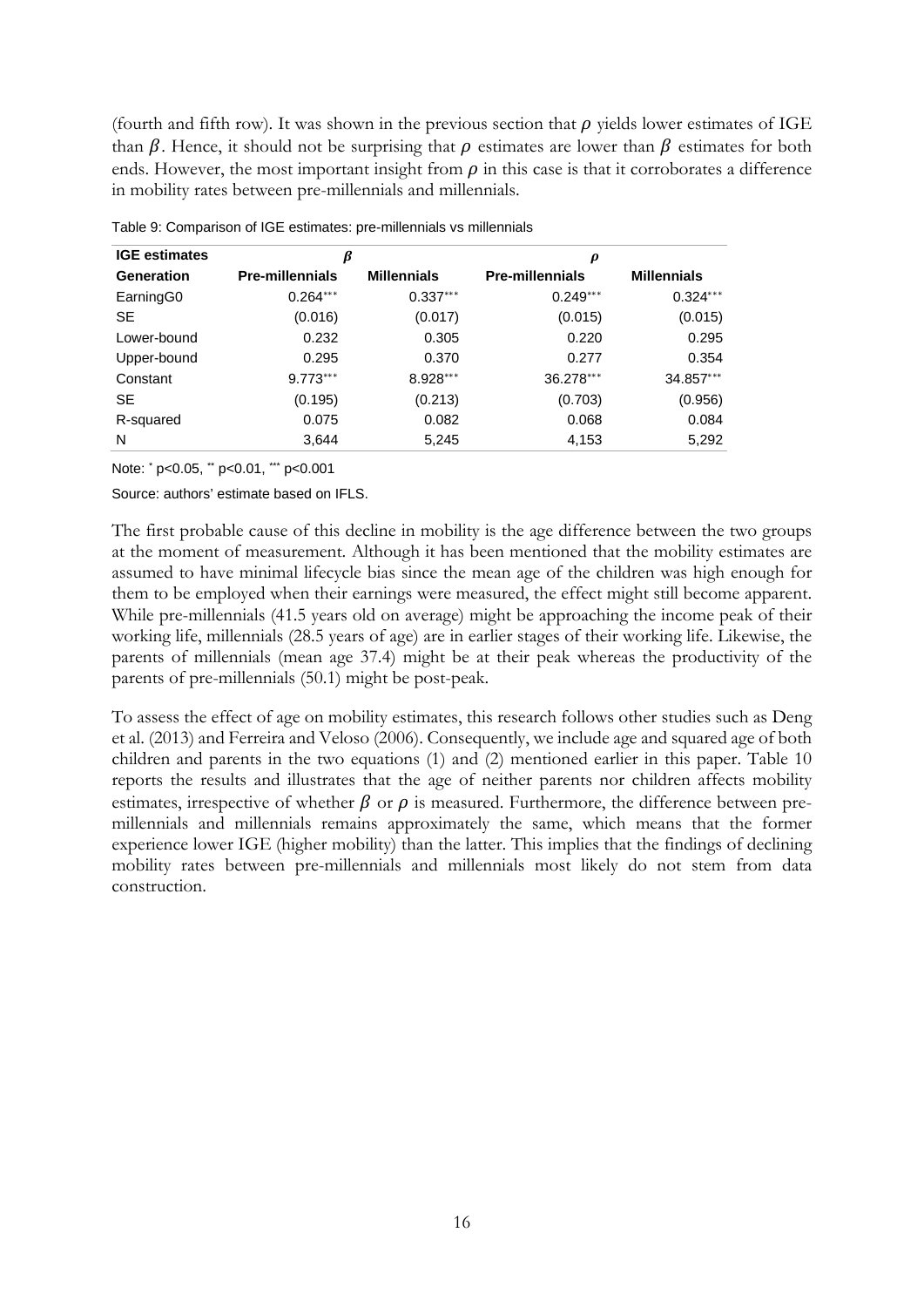(fourth and fifth row). It was shown in the previous section that $\rho$ yields lower estimates of IGE than $\beta$. Hence, it should not be surprising that $\rho$ estimates are lower than $\beta$ estimates for both ends. However, the most important insight from $\rho$ in this case is that it corroborates a difference in mobility rates between pre-millennials and millennials.

Table 9: Comparison of IGE estimates: pre-millennials vs millennials

| **IGE estimates** | $\beta$ | | $\rho$ | |
|---|---|---|---|---|
| **Generation** | **Pre-millennials** | **Millennials** | **Pre-millennials** | **Millennials** |
| EarningG0 | 0.264*** | 0.337*** | 0.249*** | 0.324*** |
| SE | (0.016) | (0.017) | (0.015) | (0.015) |
| Lower-bound | 0.232 | 0.305 | 0.220 | 0.295 |
| Upper-bound | 0.295 | 0.370 | 0.277 | 0.354 |
| Constant | 9.773*** | 8.928*** | 36.278*** | 34.857*** |
| SE | (0.195) | (0.213) | (0.703) | (0.956) |
| R-squared | 0.075 | 0.082 | 0.068 | 0.084 |
| N | 3,644 | 5,245 | 4,153 | 5,292 |

Note: * p<0.05, ** p<0.01, *** p<0.001

Source: authors' estimate based on IFLS.

The first probable cause of this decline in mobility is the age difference between the two groups at the moment of measurement. Although it has been mentioned that the mobility estimates are assumed to have minimal lifecycle bias since the mean age of the children was high enough for them to be employed when their earnings were measured, the effect might still become apparent. While pre-millennials (41.5 years old on average) might be approaching the income peak of their working life, millennials (28.5 years of age) are in earlier stages of their working life. Likewise, the parents of millennials (mean age 37.4) might be at their peak whereas the productivity of the parents of pre-millennials (50.1) might be post-peak.

To assess the effect of age on mobility estimates, this research follows other studies such as Deng et al. (2013) and Ferreira and Veloso (2006). Consequently, we include age and squared age of both children and parents in the two equations (1) and (2) mentioned earlier in this paper. Table 10 reports the results and illustrates that the age of neither parents nor children affects mobility estimates, irrespective of whether $\beta$ or $\rho$ is measured. Furthermore, the difference between pre-millennials and millennials remains approximately the same, which means that the former experience lower IGE (higher mobility) than the latter. This implies that the findings of declining mobility rates between pre-millennials and millennials most likely do not stem from data construction.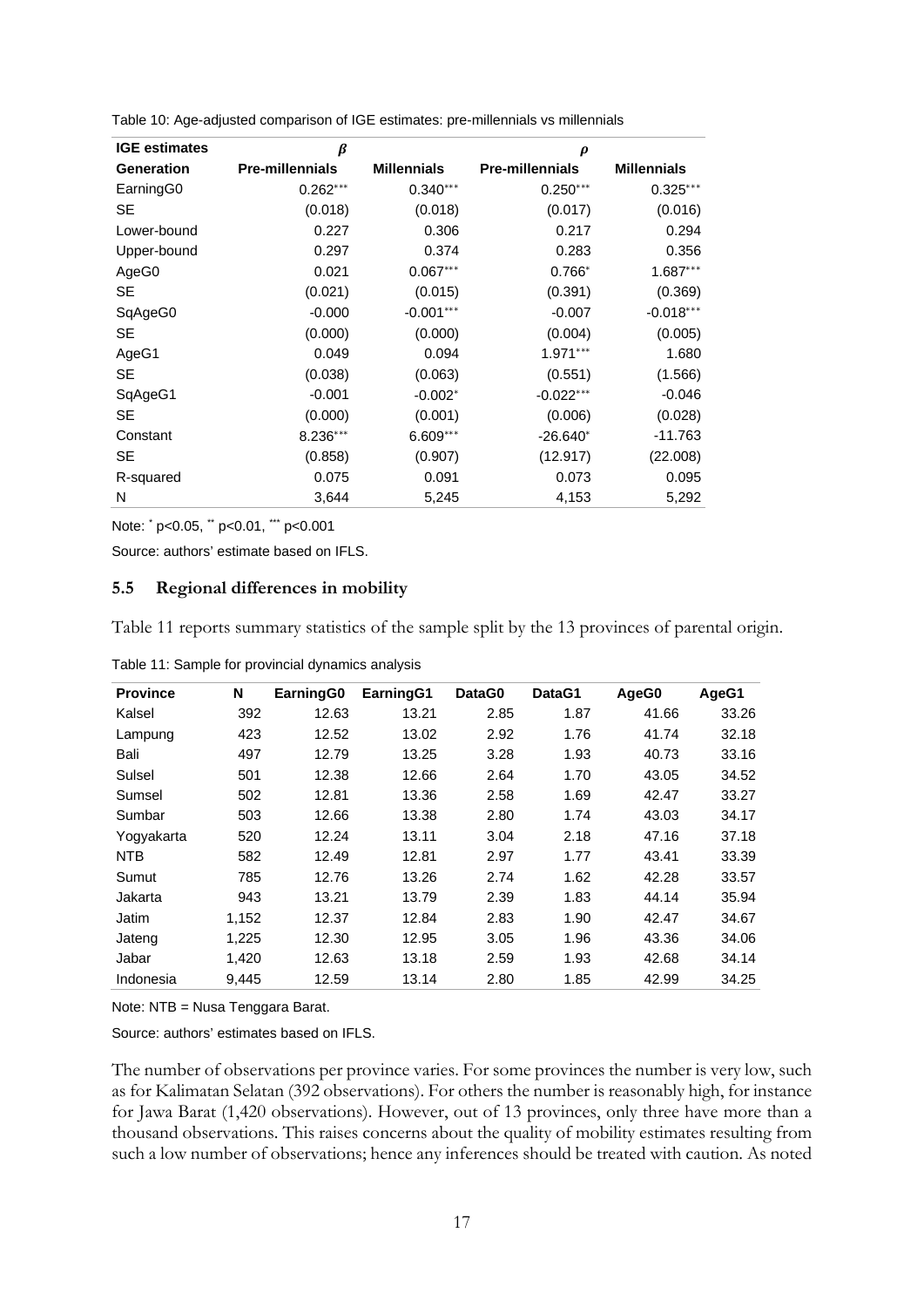Table 10: Age-adjusted comparison of IGE estimates: pre-millennials vs millennials

| IGE estimates | $\beta$ | | $\rho$ | |
|---|---|---|---|---|
| Generation | Pre-millennials | Millennials | Pre-millennials | Millennials |
| EarningG0 | 0.262*** | 0.340*** | 0.250*** | 0.325*** |
| SE | (0.018) | (0.018) | (0.017) | (0.016) |
| Lower-bound | 0.227 | 0.306 | 0.217 | 0.294 |
| Upper-bound | 0.297 | 0.374 | 0.283 | 0.356 |
| AgeG0 | 0.021 | 0.067*** | 0.766* | 1.687*** |
| SE | (0.021) | (0.015) | (0.391) | (0.369) |
| SqAgeG0 | -0.000 | -0.001*** | -0.007 | -0.018*** |
| SE | (0.000) | (0.000) | (0.004) | (0.005) |
| AgeG1 | 0.049 | 0.094 | 1.971*** | 1.680 |
| SE | (0.038) | (0.063) | (0.551) | (1.566) |
| SqAgeG1 | -0.001 | -0.002* | -0.022*** | -0.046 |
| SE | (0.000) | (0.001) | (0.006) | (0.028) |
| Constant | 8.236*** | 6.609*** | -26.640* | -11.763 |
| SE | (0.858) | (0.907) | (12.917) | (22.008) |
| R-squared | 0.075 | 0.091 | 0.073 | 0.095 |
| N | 3,644 | 5,245 | 4,153 | 5,292 |

Note: * p<0.05, ** p<0.01, *** p<0.001

Source: authors' estimate based on IFLS.

## 5.5 Regional differences in mobility

Table 11 reports summary statistics of the sample split by the 13 provinces of parental origin.

Table 11: Sample for provincial dynamics analysis

| Province | N | EarningG0 | EarningG1 | DataG0 | DataG1 | AgeG0 | AgeG1 |
|---|---|---|---|---|---|---|---|
| Kalsel | 392 | 12.63 | 13.21 | 2.85 | 1.87 | 41.66 | 33.26 |
| Lampung | 423 | 12.52 | 13.02 | 2.92 | 1.76 | 41.74 | 32.18 |
| Bali | 497 | 12.79 | 13.25 | 3.28 | 1.93 | 40.73 | 33.16 |
| Sulsel | 501 | 12.38 | 12.66 | 2.64 | 1.70 | 43.05 | 34.52 |
| Sumsel | 502 | 12.81 | 13.36 | 2.58 | 1.69 | 42.47 | 33.27 |
| Sumbar | 503 | 12.66 | 13.38 | 2.80 | 1.74 | 43.03 | 34.17 |
| Yogyakarta | 520 | 12.24 | 13.11 | 3.04 | 2.18 | 47.16 | 37.18 |
| NTB | 582 | 12.49 | 12.81 | 2.97 | 1.77 | 43.41 | 33.39 |
| Sumut | 785 | 12.76 | 13.26 | 2.74 | 1.62 | 42.28 | 33.57 |
| Jakarta | 943 | 13.21 | 13.79 | 2.39 | 1.83 | 44.14 | 35.94 |
| Jatim | 1,152 | 12.37 | 12.84 | 2.83 | 1.90 | 42.47 | 34.67 |
| Jateng | 1,225 | 12.30 | 12.95 | 3.05 | 1.96 | 43.36 | 34.06 |
| Jabar | 1,420 | 12.63 | 13.18 | 2.59 | 1.93 | 42.68 | 34.14 |
| Indonesia | 9,445 | 12.59 | 13.14 | 2.80 | 1.85 | 42.99 | 34.25 |

Note: NTB = Nusa Tenggara Barat.

Source: authors' estimates based on IFLS.

The number of observations per province varies. For some provinces the number is very low, such as for Kalimatan Selatan (392 observations). For others the number is reasonably high, for instance for Jawa Barat (1,420 observations). However, out of 13 provinces, only three have more than a thousand observations. This raises concerns about the quality of mobility estimates resulting from such a low number of observations; hence any inferences should be treated with caution. As noted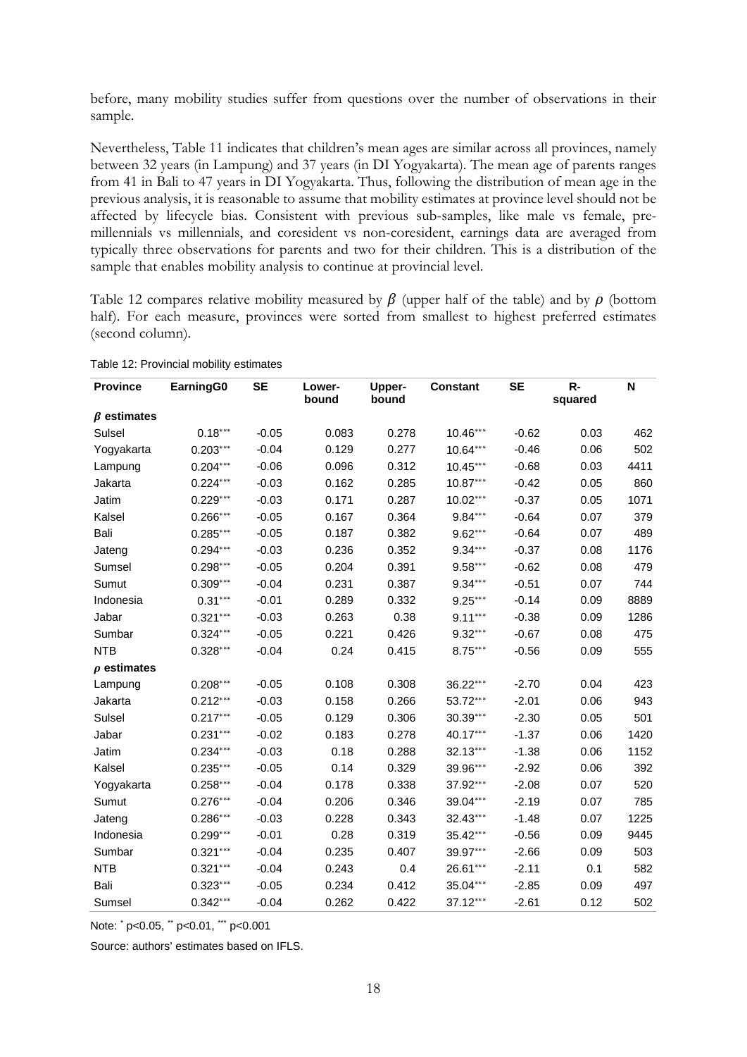before, many mobility studies suffer from questions over the number of observations in their sample.

Nevertheless, Table 11 indicates that children's mean ages are similar across all provinces, namely between 32 years (in Lampung) and 37 years (in DI Yogyakarta). The mean age of parents ranges from 41 in Bali to 47 years in DI Yogyakarta. Thus, following the distribution of mean age in the previous analysis, it is reasonable to assume that mobility estimates at province level should not be affected by lifecycle bias. Consistent with previous sub-samples, like male vs female, pre-millennials vs millennials, and coresident vs non-coresident, earnings data are averaged from typically three observations for parents and two for their children. This is a distribution of the sample that enables mobility analysis to continue at provincial level.

Table 12 compares relative mobility measured by $\beta$ (upper half of the table) and by $\rho$ (bottom half). For each measure, provinces were sorted from smallest to highest preferred estimates (second column).

Table 12: Provincial mobility estimates

| Province | EarningG0 | SE | Lower-bound | Upper-bound | Constant | SE | R-squared | N |
|---|---|---|---|---|---|---|---|---|
| **$\beta$ estimates** | | | | | | | | |
| Sulsel | 0.18*** | -0.05 | 0.083 | 0.278 | 10.46*** | -0.62 | 0.03 | 462 |
| Yogyakarta | 0.203*** | -0.04 | 0.129 | 0.277 | 10.64*** | -0.46 | 0.06 | 502 |
| Lampung | 0.204*** | -0.06 | 0.096 | 0.312 | 10.45*** | -0.68 | 0.03 | 4411 |
| Jakarta | 0.224*** | -0.03 | 0.162 | 0.285 | 10.87*** | -0.42 | 0.05 | 860 |
| Jatim | 0.229*** | -0.03 | 0.171 | 0.287 | 10.02*** | -0.37 | 0.05 | 1071 |
| Kalsel | 0.266*** | -0.05 | 0.167 | 0.364 | 9.84*** | -0.64 | 0.07 | 379 |
| Bali | 0.285*** | -0.05 | 0.187 | 0.382 | 9.62*** | -0.64 | 0.07 | 489 |
| Jateng | 0.294*** | -0.03 | 0.236 | 0.352 | 9.34*** | -0.37 | 0.08 | 1176 |
| Sumsel | 0.298*** | -0.05 | 0.204 | 0.391 | 9.58*** | -0.62 | 0.08 | 479 |
| Sumut | 0.309*** | -0.04 | 0.231 | 0.387 | 9.34*** | -0.51 | 0.07 | 744 |
| Indonesia | 0.31*** | -0.01 | 0.289 | 0.332 | 9.25*** | -0.14 | 0.09 | 8889 |
| Jabar | 0.321*** | -0.03 | 0.263 | 0.38 | 9.11*** | -0.38 | 0.09 | 1286 |
| Sumbar | 0.324*** | -0.05 | 0.221 | 0.426 | 9.32*** | -0.67 | 0.08 | 475 |
| NTB | 0.328*** | -0.04 | 0.24 | 0.415 | 8.75*** | -0.56 | 0.09 | 555 |
| **$\rho$ estimates** | | | | | | | | |
| Lampung | 0.208*** | -0.05 | 0.108 | 0.308 | 36.22*** | -2.70 | 0.04 | 423 |
| Jakarta | 0.212*** | -0.03 | 0.158 | 0.266 | 53.72*** | -2.01 | 0.06 | 943 |
| Sulsel | 0.217*** | -0.05 | 0.129 | 0.306 | 30.39*** | -2.30 | 0.05 | 501 |
| Jabar | 0.231*** | -0.02 | 0.183 | 0.278 | 40.17*** | -1.37 | 0.06 | 1420 |
| Jatim | 0.234*** | -0.03 | 0.18 | 0.288 | 32.13*** | -1.38 | 0.06 | 1152 |
| Kalsel | 0.235*** | -0.05 | 0.14 | 0.329 | 39.96*** | -2.92 | 0.06 | 392 |
| Yogyakarta | 0.258*** | -0.04 | 0.178 | 0.338 | 37.92*** | -2.08 | 0.07 | 520 |
| Sumut | 0.276*** | -0.04 | 0.206 | 0.346 | 39.04*** | -2.19 | 0.07 | 785 |
| Jateng | 0.286*** | -0.03 | 0.228 | 0.343 | 32.43*** | -1.48 | 0.07 | 1225 |
| Indonesia | 0.299*** | -0.01 | 0.28 | 0.319 | 35.42*** | -0.56 | 0.09 | 9445 |
| Sumbar | 0.321*** | -0.04 | 0.235 | 0.407 | 39.97*** | -2.66 | 0.09 | 503 |
| NTB | 0.321*** | -0.04 | 0.243 | 0.4 | 26.61*** | -2.11 | 0.1 | 582 |
| Bali | 0.323*** | -0.05 | 0.234 | 0.412 | 35.04*** | -2.85 | 0.09 | 497 |
| Sumsel | 0.342*** | -0.04 | 0.262 | 0.422 | 37.12*** | -2.61 | 0.12 | 502 |

Note: * p<0.05, ** p<0.01, *** p<0.001

Source: authors' estimates based on IFLS.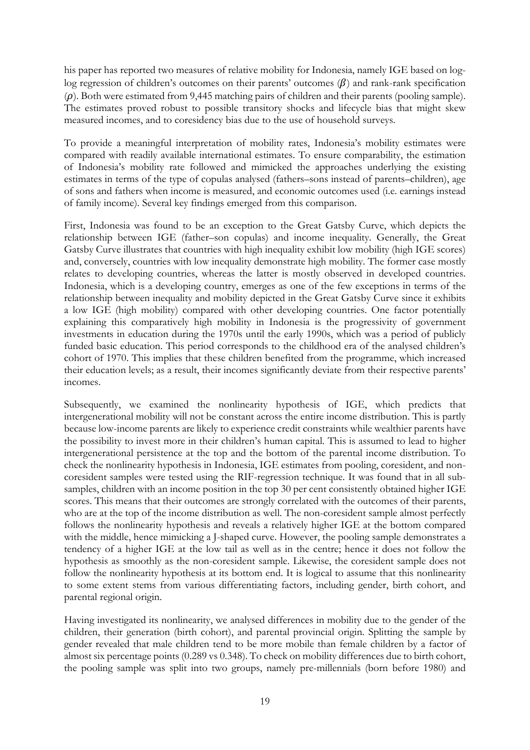his paper has reported two measures of relative mobility for Indonesia, namely IGE based on log-log regression of children's outcomes on their parents' outcomes ($\beta$) and rank-rank specification ($\rho$). Both were estimated from 9,445 matching pairs of children and their parents (pooling sample). The estimates proved robust to possible transitory shocks and lifecycle bias that might skew measured incomes, and to coresidency bias due to the use of household surveys.

To provide a meaningful interpretation of mobility rates, Indonesia's mobility estimates were compared with readily available international estimates. To ensure comparability, the estimation of Indonesia's mobility rate followed and mimicked the approaches underlying the existing estimates in terms of the type of copulas analysed (fathers–sons instead of parents–children), age of sons and fathers when income is measured, and economic outcomes used (i.e. earnings instead of family income). Several key findings emerged from this comparison.

First, Indonesia was found to be an exception to the Great Gatsby Curve, which depicts the relationship between IGE (father–son copulas) and income inequality. Generally, the Great Gatsby Curve illustrates that countries with high inequality exhibit low mobility (high IGE scores) and, conversely, countries with low inequality demonstrate high mobility. The former case mostly relates to developing countries, whereas the latter is mostly observed in developed countries. Indonesia, which is a developing country, emerges as one of the few exceptions in terms of the relationship between inequality and mobility depicted in the Great Gatsby Curve since it exhibits a low IGE (high mobility) compared with other developing countries. One factor potentially explaining this comparatively high mobility in Indonesia is the progressivity of government investments in education during the 1970s until the early 1990s, which was a period of publicly funded basic education. This period corresponds to the childhood era of the analysed children's cohort of 1970. This implies that these children benefited from the programme, which increased their education levels; as a result, their incomes significantly deviate from their respective parents' incomes.

Subsequently, we examined the nonlinearity hypothesis of IGE, which predicts that intergenerational mobility will not be constant across the entire income distribution. This is partly because low-income parents are likely to experience credit constraints while wealthier parents have the possibility to invest more in their children's human capital. This is assumed to lead to higher intergenerational persistence at the top and the bottom of the parental income distribution. To check the nonlinearity hypothesis in Indonesia, IGE estimates from pooling, coresident, and non-coresident samples were tested using the RIF-regression technique. It was found that in all sub-samples, children with an income position in the top 30 per cent consistently obtained higher IGE scores. This means that their outcomes are strongly correlated with the outcomes of their parents, who are at the top of the income distribution as well. The non-coresident sample almost perfectly follows the nonlinearity hypothesis and reveals a relatively higher IGE at the bottom compared with the middle, hence mimicking a J-shaped curve. However, the pooling sample demonstrates a tendency of a higher IGE at the low tail as well as in the centre; hence it does not follow the hypothesis as smoothly as the non-coresident sample. Likewise, the coresident sample does not follow the nonlinearity hypothesis at its bottom end. It is logical to assume that this nonlinearity to some extent stems from various differentiating factors, including gender, birth cohort, and parental regional origin.

Having investigated its nonlinearity, we analysed differences in mobility due to the gender of the children, their generation (birth cohort), and parental provincial origin. Splitting the sample by gender revealed that male children tend to be more mobile than female children by a factor of almost six percentage points (0.289 vs 0.348). To check on mobility differences due to birth cohort, the pooling sample was split into two groups, namely pre-millennials (born before 1980) and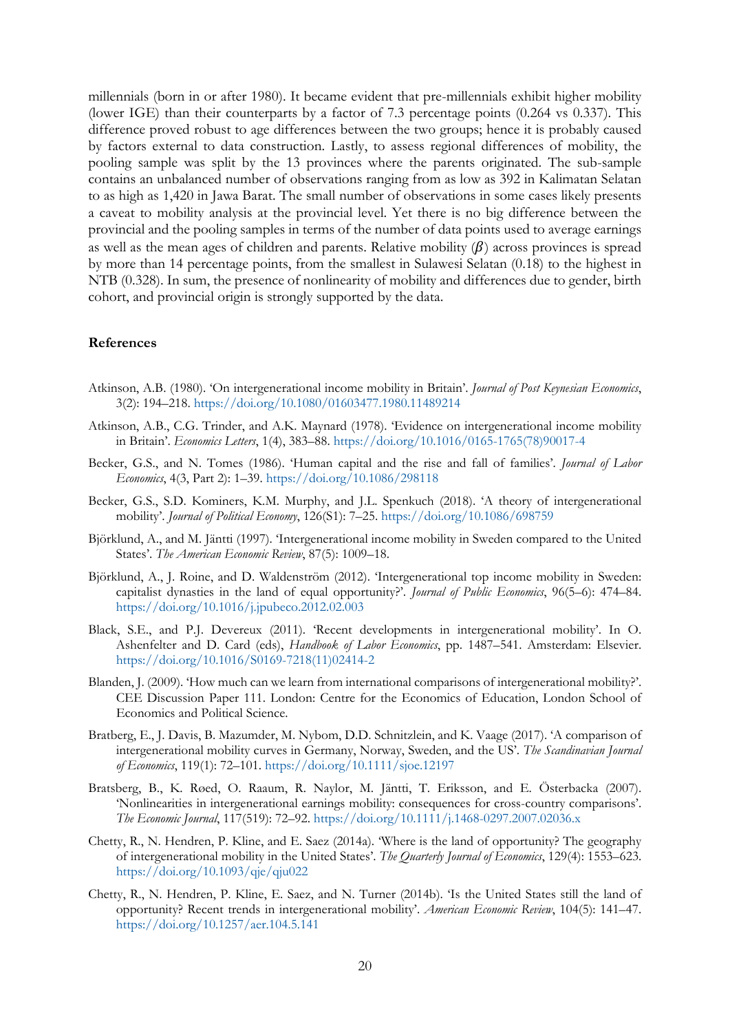millennials (born in or after 1980). It became evident that pre-millennials exhibit higher mobility (lower IGE) than their counterparts by a factor of 7.3 percentage points (0.264 vs 0.337). This difference proved robust to age differences between the two groups; hence it is probably caused by factors external to data construction. Lastly, to assess regional differences of mobility, the pooling sample was split by the 13 provinces where the parents originated. The sub-sample contains an unbalanced number of observations ranging from as low as 392 in Kalimatan Selatan to as high as 1,420 in Jawa Barat. The small number of observations in some cases likely presents a caveat to mobility analysis at the provincial level. Yet there is no big difference between the provincial and the pooling samples in terms of the number of data points used to average earnings as well as the mean ages of children and parents. Relative mobility ($\beta$) across provinces is spread by more than 14 percentage points, from the smallest in Sulawesi Selatan (0.18) to the highest in NTB (0.328). In sum, the presence of nonlinearity of mobility and differences due to gender, birth cohort, and provincial origin is strongly supported by the data.

## References

Atkinson, A.B. (1980). 'On intergenerational income mobility in Britain'. *Journal of Post Keynesian Economics*, 3(2): 194–218. https://doi.org/10.1080/01603477.1980.11489214

Atkinson, A.B., C.G. Trinder, and A.K. Maynard (1978). 'Evidence on intergenerational income mobility in Britain'. *Economics Letters*, 1(4), 383–88. https://doi.org/10.1016/0165-1765(78)90017-4

Becker, G.S., and N. Tomes (1986). 'Human capital and the rise and fall of families'. *Journal of Labor Economics*, 4(3, Part 2): 1–39. https://doi.org/10.1086/298118

Becker, G.S., S.D. Kominers, K.M. Murphy, and J.L. Spenkuch (2018). 'A theory of intergenerational mobility'. *Journal of Political Economy*, 126(S1): 7–25. https://doi.org/10.1086/698759

Björklund, A., and M. Jäntti (1997). 'Intergenerational income mobility in Sweden compared to the United States'. *The American Economic Review*, 87(5): 1009–18.

Björklund, A., J. Roine, and D. Waldenström (2012). 'Intergenerational top income mobility in Sweden: capitalist dynasties in the land of equal opportunity?'. *Journal of Public Economics*, 96(5–6): 474–84. https://doi.org/10.1016/j.jpubeco.2012.02.003

Black, S.E., and P.J. Devereux (2011). 'Recent developments in intergenerational mobility'. In O. Ashenfelter and D. Card (eds), *Handbook of Labor Economics*, pp. 1487–541. Amsterdam: Elsevier. https://doi.org/10.1016/S0169-7218(11)02414-2

Blanden, J. (2009). 'How much can we learn from international comparisons of intergenerational mobility?'. CEE Discussion Paper 111. London: Centre for the Economics of Education, London School of Economics and Political Science.

Bratberg, E., J. Davis, B. Mazumder, M. Nybom, D.D. Schnitzlein, and K. Vaage (2017). 'A comparison of intergenerational mobility curves in Germany, Norway, Sweden, and the US'. *The Scandinavian Journal of Economics*, 119(1): 72–101. https://doi.org/10.1111/sjoe.12197

Bratsberg, B., K. Røed, O. Raaum, R. Naylor, M. Jäntti, T. Eriksson, and E. Österbacka (2007). 'Nonlinearities in intergenerational earnings mobility: consequences for cross-country comparisons'. *The Economic Journal*, 117(519): 72–92. https://doi.org/10.1111/j.1468-0297.2007.02036.x

Chetty, R., N. Hendren, P. Kline, and E. Saez (2014a). 'Where is the land of opportunity? The geography of intergenerational mobility in the United States'. *The Quarterly Journal of Economics*, 129(4): 1553–623. https://doi.org/10.1093/qje/qju022

Chetty, R., N. Hendren, P. Kline, E. Saez, and N. Turner (2014b). 'Is the United States still the land of opportunity? Recent trends in intergenerational mobility'. *American Economic Review*, 104(5): 141–47. https://doi.org/10.1257/aer.104.5.141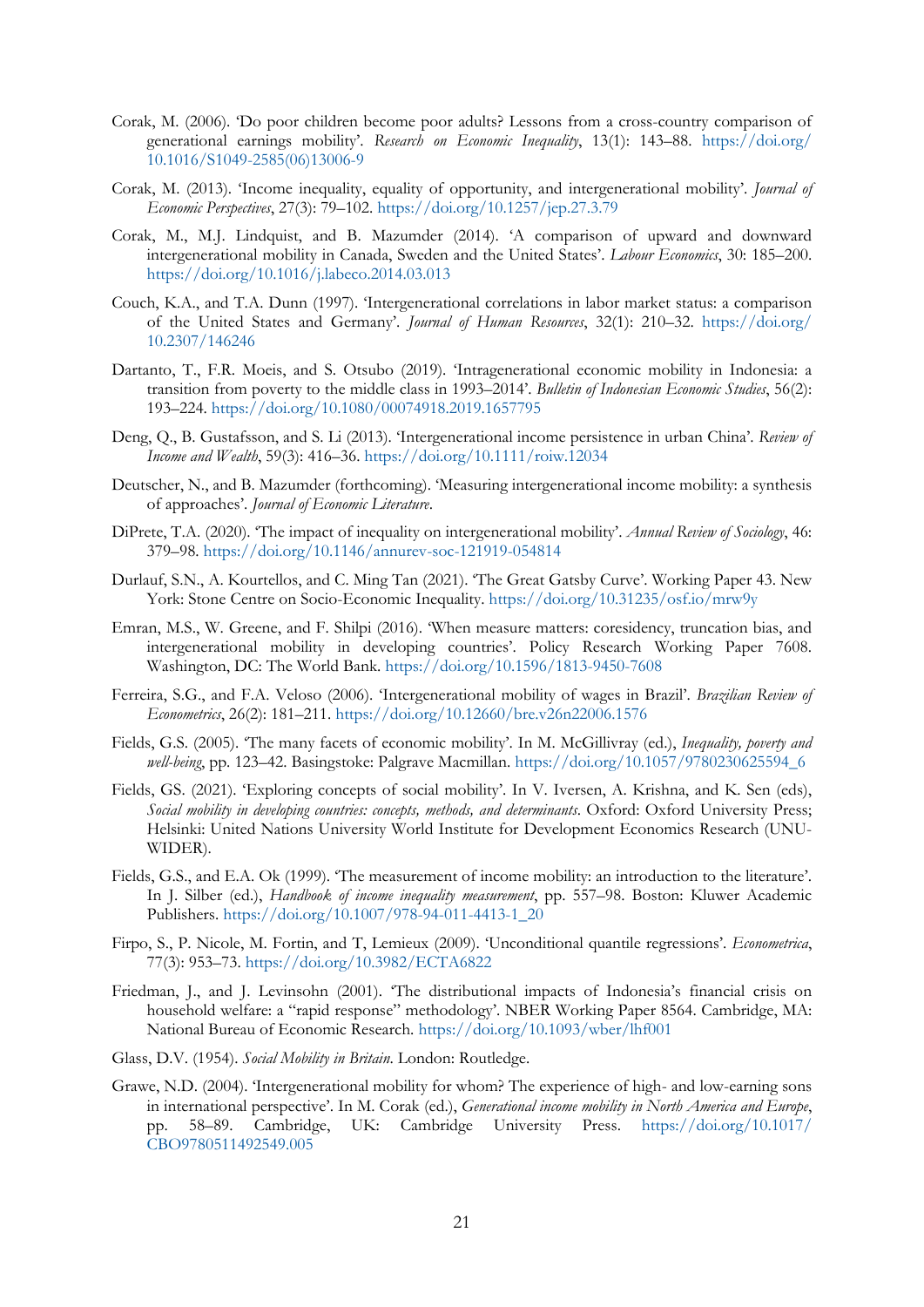Corak, M. (2006). 'Do poor children become poor adults? Lessons from a cross-country comparison of generational earnings mobility'. *Research on Economic Inequality*, 13(1): 143–88. https://doi.org/10.1016/S1049-2585(06)13006-9

Corak, M. (2013). 'Income inequality, equality of opportunity, and intergenerational mobility'. *Journal of Economic Perspectives*, 27(3): 79–102. https://doi.org/10.1257/jep.27.3.79

Corak, M., M.J. Lindquist, and B. Mazumder (2014). 'A comparison of upward and downward intergenerational mobility in Canada, Sweden and the United States'. *Labour Economics*, 30: 185–200. https://doi.org/10.1016/j.labeco.2014.03.013

Couch, K.A., and T.A. Dunn (1997). 'Intergenerational correlations in labor market status: a comparison of the United States and Germany'. *Journal of Human Resources*, 32(1): 210–32. https://doi.org/10.2307/146246

Dartanto, T., F.R. Moeis, and S. Otsubo (2019). 'Intragenerational economic mobility in Indonesia: a transition from poverty to the middle class in 1993–2014'. *Bulletin of Indonesian Economic Studies*, 56(2): 193–224. https://doi.org/10.1080/00074918.2019.1657795

Deng, Q., B. Gustafsson, and S. Li (2013). 'Intergenerational income persistence in urban China'. *Review of Income and Wealth*, 59(3): 416–36. https://doi.org/10.1111/roiw.12034

Deutscher, N., and B. Mazumder (forthcoming). 'Measuring intergenerational income mobility: a synthesis of approaches'. *Journal of Economic Literature*.

DiPrete, T.A. (2020). 'The impact of inequality on intergenerational mobility'. *Annual Review of Sociology*, 46: 379–98. https://doi.org/10.1146/annurev-soc-121919-054814

Durlauf, S.N., A. Kourtellos, and C. Ming Tan (2021). 'The Great Gatsby Curve'. Working Paper 43. New York: Stone Centre on Socio-Economic Inequality. https://doi.org/10.31235/osf.io/mrw9y

Emran, M.S., W. Greene, and F. Shilpi (2016). 'When measure matters: coresidency, truncation bias, and intergenerational mobility in developing countries'. Policy Research Working Paper 7608. Washington, DC: The World Bank. https://doi.org/10.1596/1813-9450-7608

Ferreira, S.G., and F.A. Veloso (2006). 'Intergenerational mobility of wages in Brazil'. *Brazilian Review of Econometrics*, 26(2): 181–211. https://doi.org/10.12660/bre.v26n22006.1576

Fields, G.S. (2005). 'The many facets of economic mobility'. In M. McGillivray (ed.), *Inequality, poverty and well-being*, pp. 123–42. Basingstoke: Palgrave Macmillan. https://doi.org/10.1057/9780230625594_6

Fields, GS. (2021). 'Exploring concepts of social mobility'. In V. Iversen, A. Krishna, and K. Sen (eds), *Social mobility in developing countries: concepts, methods, and determinants*. Oxford: Oxford University Press; Helsinki: United Nations University World Institute for Development Economics Research (UNU-WIDER).

Fields, G.S., and E.A. Ok (1999). 'The measurement of income mobility: an introduction to the literature'. In J. Silber (ed.), *Handbook of income inequality measurement*, pp. 557–98. Boston: Kluwer Academic Publishers. https://doi.org/10.1007/978-94-011-4413-1_20

Firpo, S., P. Nicole, M. Fortin, and T, Lemieux (2009). 'Unconditional quantile regressions'. *Econometrica*, 77(3): 953–73. https://doi.org/10.3982/ECTA6822

Friedman, J., and J. Levinsohn (2001). 'The distributional impacts of Indonesia's financial crisis on household welfare: a "rapid response" methodology'. NBER Working Paper 8564. Cambridge, MA: National Bureau of Economic Research. https://doi.org/10.1093/wber/lhf001

Glass, D.V. (1954). *Social Mobility in Britain*. London: Routledge.

Grawe, N.D. (2004). 'Intergenerational mobility for whom? The experience of high- and low-earning sons in international perspective'. In M. Corak (ed.), *Generational income mobility in North America and Europe*, pp. 58–89. Cambridge, UK: Cambridge University Press. https://doi.org/10.1017/CBO9780511492549.005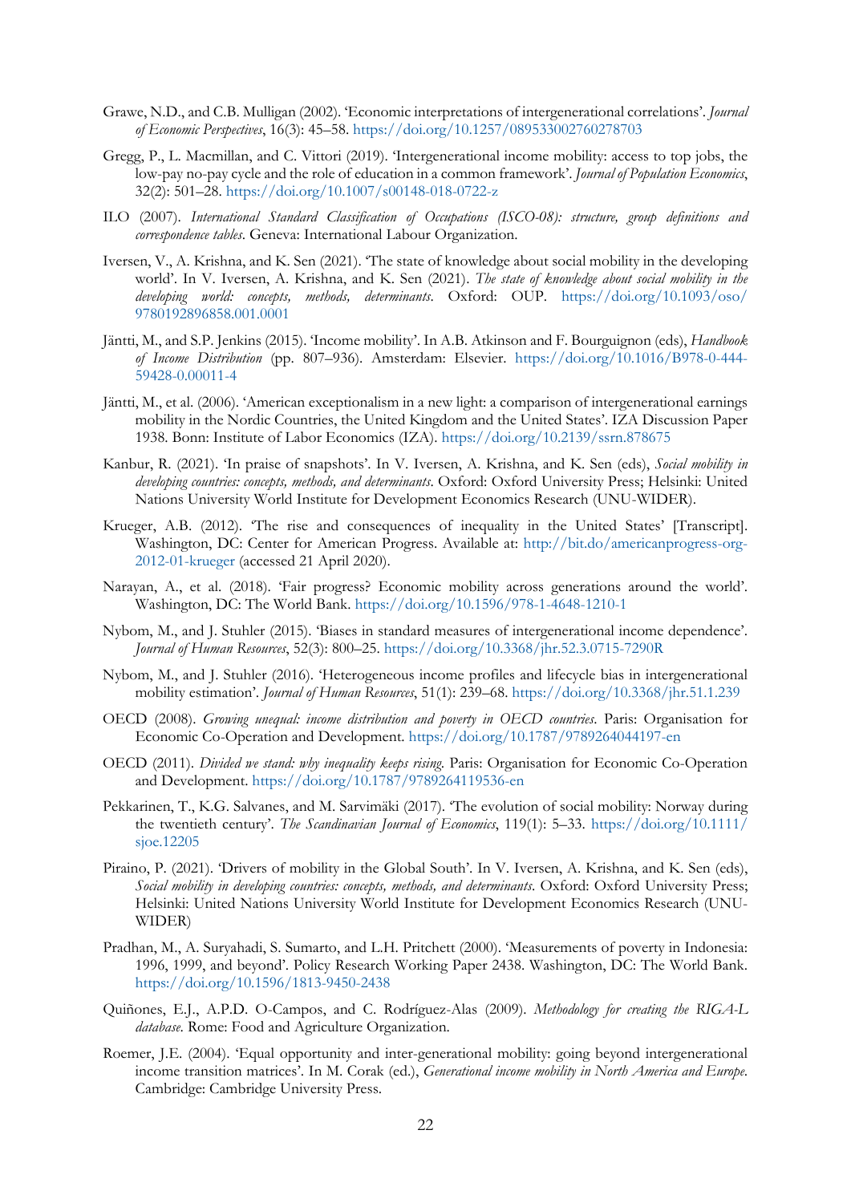Grawe, N.D., and C.B. Mulligan (2002). 'Economic interpretations of intergenerational correlations'. *Journal of Economic Perspectives*, 16(3): 45–58. https://doi.org/10.1257/089533002760278703

Gregg, P., L. Macmillan, and C. Vittori (2019). 'Intergenerational income mobility: access to top jobs, the low-pay no-pay cycle and the role of education in a common framework'. *Journal of Population Economics*, 32(2): 501–28. https://doi.org/10.1007/s00148-018-0722-z

ILO (2007). *International Standard Classification of Occupations (ISCO-08): structure, group definitions and correspondence tables*. Geneva: International Labour Organization.

Iversen, V., A. Krishna, and K. Sen (2021). 'The state of knowledge about social mobility in the developing world'. In V. Iversen, A. Krishna, and K. Sen (2021). *The state of knowledge about social mobility in the developing world: concepts, methods, determinants*. Oxford: OUP. https://doi.org/10.1093/oso/9780192896858.001.0001

Jäntti, M., and S.P. Jenkins (2015). 'Income mobility'. In A.B. Atkinson and F. Bourguignon (eds), *Handbook of Income Distribution* (pp. 807–936). Amsterdam: Elsevier. https://doi.org/10.1016/B978-0-444-59428-0.00011-4

Jäntti, M., et al. (2006). 'American exceptionalism in a new light: a comparison of intergenerational earnings mobility in the Nordic Countries, the United Kingdom and the United States'. IZA Discussion Paper 1938. Bonn: Institute of Labor Economics (IZA). https://doi.org/10.2139/ssrn.878675

Kanbur, R. (2021). 'In praise of snapshots'. In V. Iversen, A. Krishna, and K. Sen (eds), *Social mobility in developing countries: concepts, methods, and determinants*. Oxford: Oxford University Press; Helsinki: United Nations University World Institute for Development Economics Research (UNU-WIDER).

Krueger, A.B. (2012). 'The rise and consequences of inequality in the United States' [Transcript]. Washington, DC: Center for American Progress. Available at: http://bit.do/americanprogress-org-2012-01-krueger (accessed 21 April 2020).

Narayan, A., et al. (2018). 'Fair progress? Economic mobility across generations around the world'. Washington, DC: The World Bank. https://doi.org/10.1596/978-1-4648-1210-1

Nybom, M., and J. Stuhler (2015). 'Biases in standard measures of intergenerational income dependence'. *Journal of Human Resources*, 52(3): 800–25. https://doi.org/10.3368/jhr.52.3.0715-7290R

Nybom, M., and J. Stuhler (2016). 'Heterogeneous income profiles and lifecycle bias in intergenerational mobility estimation'. *Journal of Human Resources*, 51(1): 239–68. https://doi.org/10.3368/jhr.51.1.239

OECD (2008). *Growing unequal: income distribution and poverty in OECD countries*. Paris: Organisation for Economic Co-Operation and Development. https://doi.org/10.1787/9789264044197-en

OECD (2011). *Divided we stand: why inequality keeps rising*. Paris: Organisation for Economic Co-Operation and Development. https://doi.org/10.1787/9789264119536-en

Pekkarinen, T., K.G. Salvanes, and M. Sarvimäki (2017). 'The evolution of social mobility: Norway during the twentieth century'. *The Scandinavian Journal of Economics*, 119(1): 5–33. https://doi.org/10.1111/sjoe.12205

Piraino, P. (2021). 'Drivers of mobility in the Global South'. In V. Iversen, A. Krishna, and K. Sen (eds), *Social mobility in developing countries: concepts, methods, and determinants*. Oxford: Oxford University Press; Helsinki: United Nations University World Institute for Development Economics Research (UNU-WIDER)

Pradhan, M., A. Suryahadi, S. Sumarto, and L.H. Pritchett (2000). 'Measurements of poverty in Indonesia: 1996, 1999, and beyond'. Policy Research Working Paper 2438. Washington, DC: The World Bank. https://doi.org/10.1596/1813-9450-2438

Quiñones, E.J., A.P.D. O-Campos, and C. Rodríguez-Alas (2009). *Methodology for creating the RIGA-L database*. Rome: Food and Agriculture Organization.

Roemer, J.E. (2004). 'Equal opportunity and inter-generational mobility: going beyond intergenerational income transition matrices'. In M. Corak (ed.), *Generational income mobility in North America and Europe*. Cambridge: Cambridge University Press.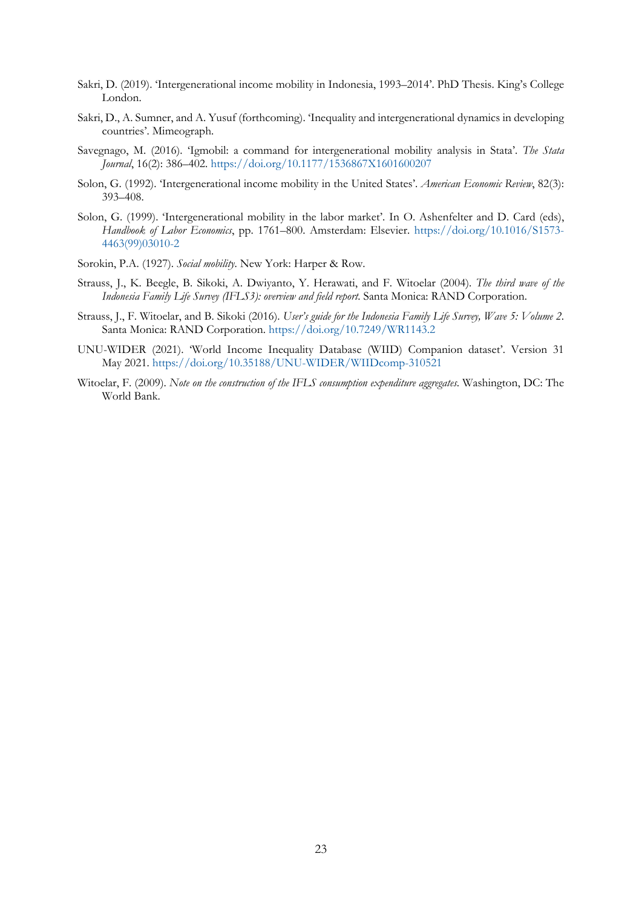Sakri, D. (2019). 'Intergenerational income mobility in Indonesia, 1993–2014'. PhD Thesis. King's College London.

Sakri, D., A. Sumner, and A. Yusuf (forthcoming). 'Inequality and intergenerational dynamics in developing countries'. Mimeograph.

Savegnago, M. (2016). 'Igmobil: a command for intergenerational mobility analysis in Stata'. *The Stata Journal*, 16(2): 386–402. https://doi.org/10.1177/1536867X1601600207

Solon, G. (1992). 'Intergenerational income mobility in the United States'. *American Economic Review*, 82(3): 393–408.

Solon, G. (1999). 'Intergenerational mobility in the labor market'. In O. Ashenfelter and D. Card (eds), *Handbook of Labor Economics*, pp. 1761–800. Amsterdam: Elsevier. https://doi.org/10.1016/S1573-4463(99)03010-2

Sorokin, P.A. (1927). *Social mobility*. New York: Harper & Row.

Strauss, J., K. Beegle, B. Sikoki, A. Dwiyanto, Y. Herawati, and F. Witoelar (2004). *The third wave of the Indonesia Family Life Survey (IFLS3): overview and field report*. Santa Monica: RAND Corporation.

Strauss, J., F. Witoelar, and B. Sikoki (2016). *User's guide for the Indonesia Family Life Survey, Wave 5: Volume 2*. Santa Monica: RAND Corporation. https://doi.org/10.7249/WR1143.2

UNU-WIDER (2021). 'World Income Inequality Database (WIID) Companion dataset'. Version 31 May 2021. https://doi.org/10.35188/UNU-WIDER/WIIDcomp-310521

Witoelar, F. (2009). *Note on the construction of the IFLS consumption expenditure aggregates*. Washington, DC: The World Bank.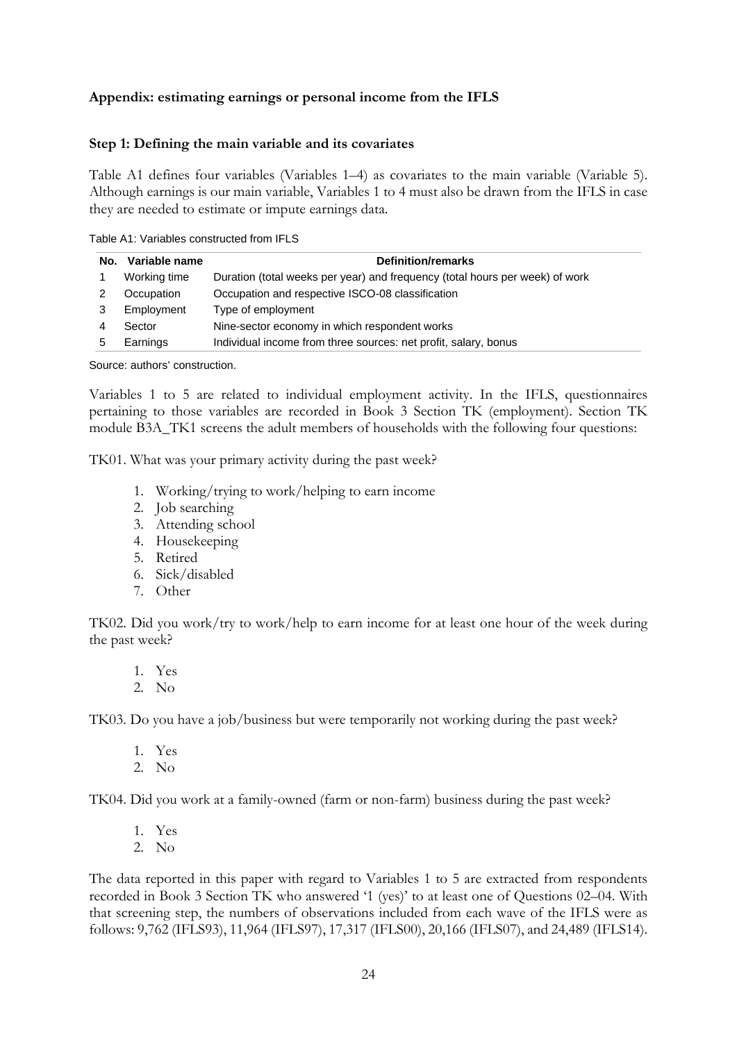## Appendix: estimating earnings or personal income from the IFLS

### Step 1: Defining the main variable and its covariates

Table A1 defines four variables (Variables 1–4) as covariates to the main variable (Variable 5). Although earnings is our main variable, Variables 1 to 4 must also be drawn from the IFLS in case they are needed to estimate or impute earnings data.

Table A1: Variables constructed from IFLS

| No. | Variable name | Definition/remarks |
|---|---|---|
| 1 | Working time | Duration (total weeks per year) and frequency (total hours per week) of work |
| 2 | Occupation | Occupation and respective ISCO-08 classification |
| 3 | Employment | Type of employment |
| 4 | Sector | Nine-sector economy in which respondent works |
| 5 | Earnings | Individual income from three sources: net profit, salary, bonus |

Source: authors' construction.

Variables 1 to 5 are related to individual employment activity. In the IFLS, questionnaires pertaining to those variables are recorded in Book 3 Section TK (employment). Section TK module B3A_TK1 screens the adult members of households with the following four questions:

TK01. What was your primary activity during the past week?

1. Working/trying to work/helping to earn income
2. Job searching
3. Attending school
4. Housekeeping
5. Retired
6. Sick/disabled
7. Other

TK02. Did you work/try to work/help to earn income for at least one hour of the week during the past week?

1. Yes
2. No

TK03. Do you have a job/business but were temporarily not working during the past week?

1. Yes
2. No

TK04. Did you work at a family-owned (farm or non-farm) business during the past week?

1. Yes
2. No

The data reported in this paper with regard to Variables 1 to 5 are extracted from respondents recorded in Book 3 Section TK who answered '1 (yes)' to at least one of Questions 02–04. With that screening step, the numbers of observations included from each wave of the IFLS were as follows: 9,762 (IFLS93), 11,964 (IFLS97), 17,317 (IFLS00), 20,166 (IFLS07), and 24,489 (IFLS14).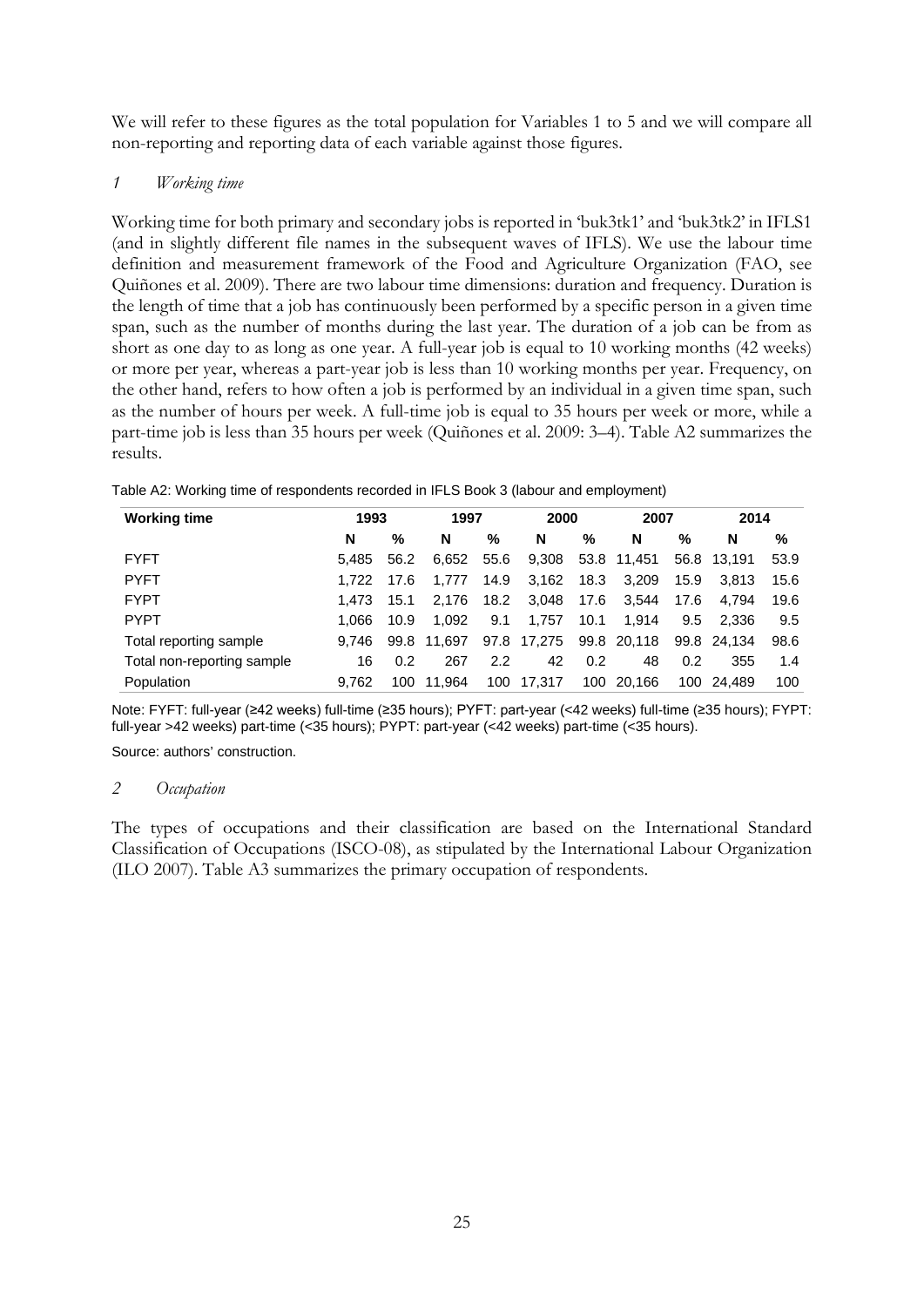We will refer to these figures as the total population for Variables 1 to 5 and we will compare all non-reporting and reporting data of each variable against those figures.

### *1 Working time*

Working time for both primary and secondary jobs is reported in 'buk3tk1' and 'buk3tk2' in IFLS1 (and in slightly different file names in the subsequent waves of IFLS). We use the labour time definition and measurement framework of the Food and Agriculture Organization (FAO, see Quiñones et al. 2009). There are two labour time dimensions: duration and frequency. Duration is the length of time that a job has continuously been performed by a specific person in a given time span, such as the number of months during the last year. The duration of a job can be from as short as one day to as long as one year. A full-year job is equal to 10 working months (42 weeks) or more per year, whereas a part-year job is less than 10 working months per year. Frequency, on the other hand, refers to how often a job is performed by an individual in a given time span, such as the number of hours per week. A full-time job is equal to 35 hours per week or more, while a part-time job is less than 35 hours per week (Quiñones et al. 2009: 3–4). Table A2 summarizes the results.

Table A2: Working time of respondents recorded in IFLS Book 3 (labour and employment)

| Working time | 1993 | | 1997 | | 2000 | | 2007 | | 2014 | |
|---|---|---|---|---|---|---|---|---|---|---|
| | N | % | N | % | N | % | N | % | N | % |
| FYFT | 5,485 | 56.2 | 6,652 | 55.6 | 9,308 | 53.8 | 11,451 | 56.8 | 13,191 | 53.9 |
| PYFT | 1,722 | 17.6 | 1,777 | 14.9 | 3,162 | 18.3 | 3,209 | 15.9 | 3,813 | 15.6 |
| FYPT | 1,473 | 15.1 | 2,176 | 18.2 | 3,048 | 17.6 | 3,544 | 17.6 | 4,794 | 19.6 |
| PYPT | 1,066 | 10.9 | 1,092 | 9.1 | 1,757 | 10.1 | 1,914 | 9.5 | 2,336 | 9.5 |
| Total reporting sample | 9,746 | 99.8 | 11,697 | 97.8 | 17,275 | 99.8 | 20,118 | 99.8 | 24,134 | 98.6 |
| Total non-reporting sample | 16 | 0.2 | 267 | 2.2 | 42 | 0.2 | 48 | 0.2 | 355 | 1.4 |
| Population | 9,762 | 100 | 11,964 | 100 | 17,317 | 100 | 20,166 | 100 | 24,489 | 100 |

Note: FYFT: full-year (≥42 weeks) full-time (≥35 hours); PYFT: part-year (<42 weeks) full-time (≥35 hours); FYPT: full-year >42 weeks) part-time (<35 hours); PYPT: part-year (<42 weeks) part-time (<35 hours).

Source: authors' construction.

### *2 Occupation*

The types of occupations and their classification are based on the International Standard Classification of Occupations (ISCO-08), as stipulated by the International Labour Organization (ILO 2007). Table A3 summarizes the primary occupation of respondents.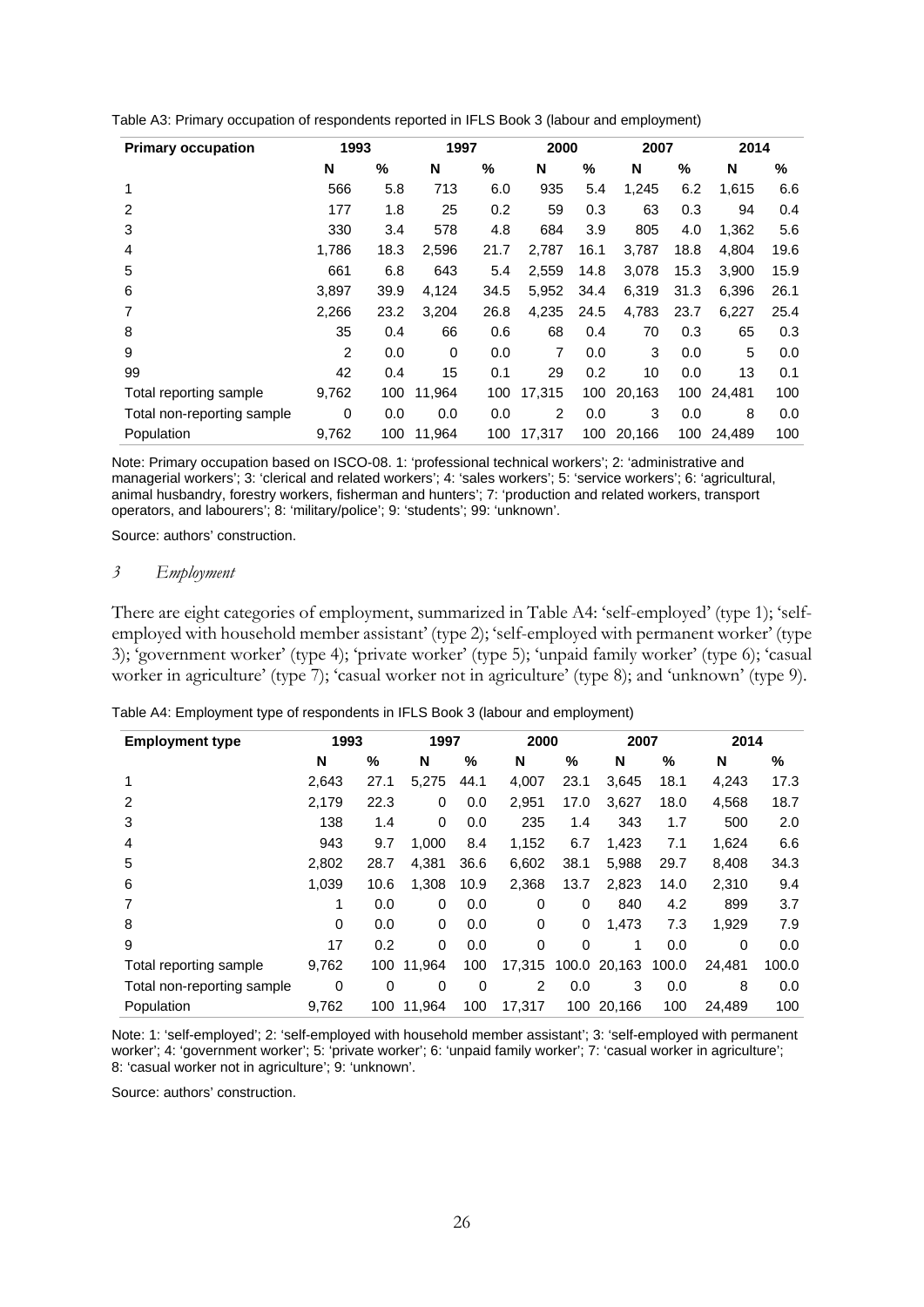Table A3: Primary occupation of respondents reported in IFLS Book 3 (labour and employment)

| Primary occupation | 1993 | | 1997 | | 2000 | | 2007 | | 2014 | |
|---|---|---|---|---|---|---|---|---|---|---|
| | N | % | N | % | N | % | N | % | N | % |
| 1 | 566 | 5.8 | 713 | 6.0 | 935 | 5.4 | 1,245 | 6.2 | 1,615 | 6.6 |
| 2 | 177 | 1.8 | 25 | 0.2 | 59 | 0.3 | 63 | 0.3 | 94 | 0.4 |
| 3 | 330 | 3.4 | 578 | 4.8 | 684 | 3.9 | 805 | 4.0 | 1,362 | 5.6 |
| 4 | 1,786 | 18.3 | 2,596 | 21.7 | 2,787 | 16.1 | 3,787 | 18.8 | 4,804 | 19.6 |
| 5 | 661 | 6.8 | 643 | 5.4 | 2,559 | 14.8 | 3,078 | 15.3 | 3,900 | 15.9 |
| 6 | 3,897 | 39.9 | 4,124 | 34.5 | 5,952 | 34.4 | 6,319 | 31.3 | 6,396 | 26.1 |
| 7 | 2,266 | 23.2 | 3,204 | 26.8 | 4,235 | 24.5 | 4,783 | 23.7 | 6,227 | 25.4 |
| 8 | 35 | 0.4 | 66 | 0.6 | 68 | 0.4 | 70 | 0.3 | 65 | 0.3 |
| 9 | 2 | 0.0 | 0 | 0.0 | 7 | 0.0 | 3 | 0.0 | 5 | 0.0 |
| 99 | 42 | 0.4 | 15 | 0.1 | 29 | 0.2 | 10 | 0.0 | 13 | 0.1 |
| Total reporting sample | 9,762 | 100 | 11,964 | 100 | 17,315 | 100 | 20,163 | 100 | 24,481 | 100 |
| Total non-reporting sample | 0 | 0.0 | 0.0 | 0.0 | 2 | 0.0 | 3 | 0.0 | 8 | 0.0 |
| Population | 9,762 | 100 | 11,964 | 100 | 17,317 | 100 | 20,166 | 100 | 24,489 | 100 |

Note: Primary occupation based on ISCO-08. 1: 'professional technical workers'; 2: 'administrative and managerial workers'; 3: 'clerical and related workers'; 4: 'sales workers'; 5: 'service workers'; 6: 'agricultural, animal husbandry, forestry workers, fisherman and hunters'; 7: 'production and related workers, transport operators, and labourers'; 8: 'military/police'; 9: 'students'; 99: 'unknown'.

Source: authors' construction.

### *3 Employment*

There are eight categories of employment, summarized in Table A4: 'self-employed' (type 1); 'self-employed with household member assistant' (type 2); 'self-employed with permanent worker' (type 3); 'government worker' (type 4); 'private worker' (type 5); 'unpaid family worker' (type 6); 'casual worker in agriculture' (type 7); 'casual worker not in agriculture' (type 8); and 'unknown' (type 9).

Table A4: Employment type of respondents in IFLS Book 3 (labour and employment)

| Employment type | 1993 | | 1997 | | 2000 | | 2007 | | 2014 | |
|---|---|---|---|---|---|---|---|---|---|---|
| | N | % | N | % | N | % | N | % | N | % |
| 1 | 2,643 | 27.1 | 5,275 | 44.1 | 4,007 | 23.1 | 3,645 | 18.1 | 4,243 | 17.3 |
| 2 | 2,179 | 22.3 | 0 | 0.0 | 2,951 | 17.0 | 3,627 | 18.0 | 4,568 | 18.7 |
| 3 | 138 | 1.4 | 0 | 0.0 | 235 | 1.4 | 343 | 1.7 | 500 | 2.0 |
| 4 | 943 | 9.7 | 1,000 | 8.4 | 1,152 | 6.7 | 1,423 | 7.1 | 1,624 | 6.6 |
| 5 | 2,802 | 28.7 | 4,381 | 36.6 | 6,602 | 38.1 | 5,988 | 29.7 | 8,408 | 34.3 |
| 6 | 1,039 | 10.6 | 1,308 | 10.9 | 2,368 | 13.7 | 2,823 | 14.0 | 2,310 | 9.4 |
| 7 | 1 | 0.0 | 0 | 0.0 | 0 | 0 | 840 | 4.2 | 899 | 3.7 |
| 8 | 0 | 0.0 | 0 | 0.0 | 0 | 0 | 1,473 | 7.3 | 1,929 | 7.9 |
| 9 | 17 | 0.2 | 0 | 0.0 | 0 | 0 | 1 | 0.0 | 0 | 0.0 |
| Total reporting sample | 9,762 | 100 | 11,964 | 100 | 17,315 | 100.0 | 20,163 | 100.0 | 24,481 | 100.0 |
| Total non-reporting sample | 0 | 0 | 0 | 0 | 2 | 0.0 | 3 | 0.0 | 8 | 0.0 |
| Population | 9,762 | 100 | 11,964 | 100 | 17,317 | 100 | 20,166 | 100 | 24,489 | 100 |

Note: 1: 'self-employed'; 2: 'self-employed with household member assistant'; 3: 'self-employed with permanent worker'; 4: 'government worker'; 5: 'private worker'; 6: 'unpaid family worker'; 7: 'casual worker in agriculture'; 8: 'casual worker not in agriculture'; 9: 'unknown'.

Source: authors' construction.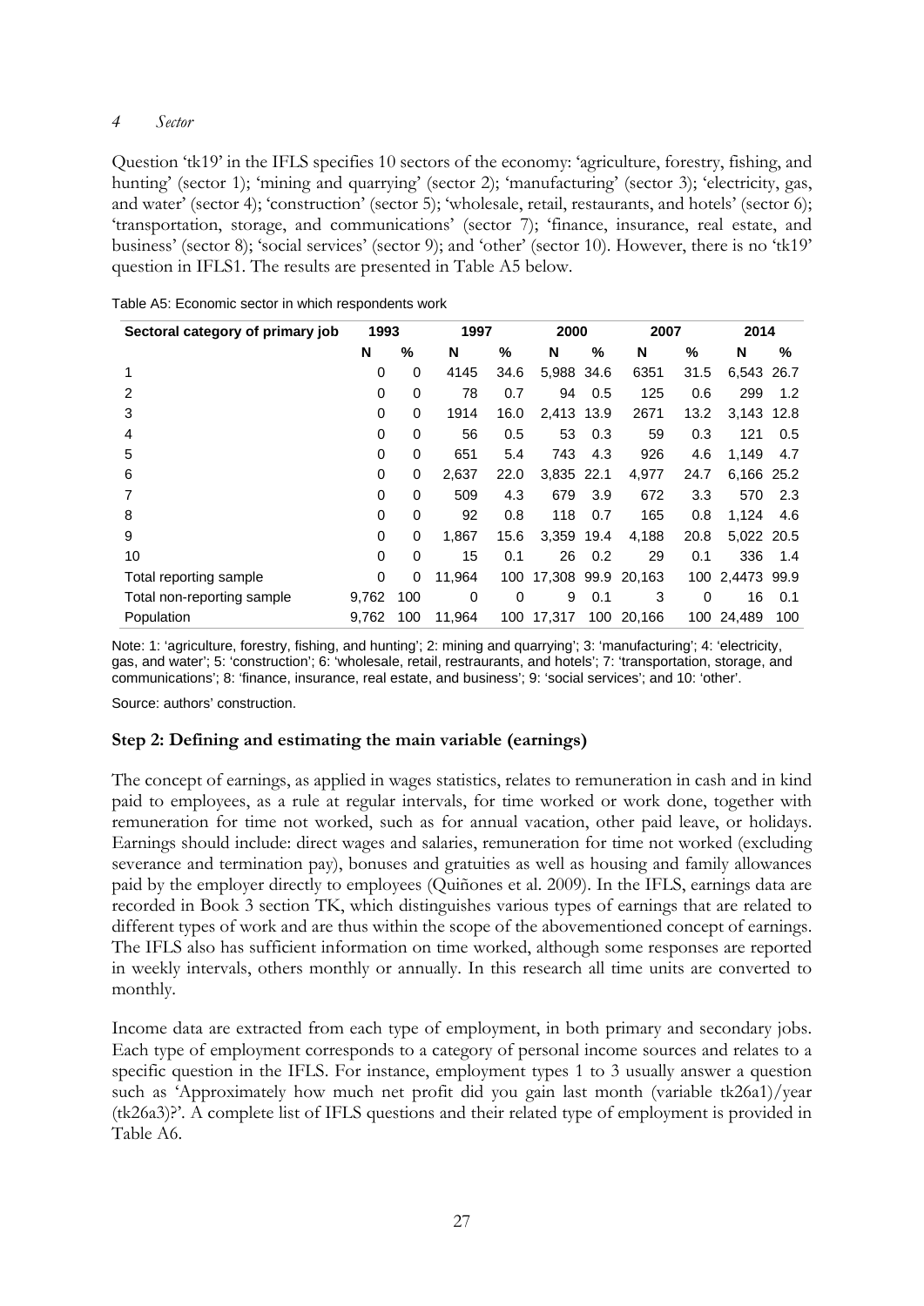*4 Sector*

Question 'tk19' in the IFLS specifies 10 sectors of the economy: 'agriculture, forestry, fishing, and hunting' (sector 1); 'mining and quarrying' (sector 2); 'manufacturing' (sector 3); 'electricity, gas, and water' (sector 4); 'construction' (sector 5); 'wholesale, retail, restaurants, and hotels' (sector 6); 'transportation, storage, and communications' (sector 7); 'finance, insurance, real estate, and business' (sector 8); 'social services' (sector 9); and 'other' (sector 10). However, there is no 'tk19' question in IFLS1. The results are presented in Table A5 below.

Table A5: Economic sector in which respondents work

| Sectoral category of primary job | 1993 | | 1997 | | 2000 | | 2007 | | 2014 | |
|---|---|---|---|---|---|---|---|---|---|---|
| | N | % | N | % | N | % | N | % | N | % |
| 1 | 0 | 0 | 4145 | 34.6 | 5,988 | 34.6 | 6351 | 31.5 | 6,543 | 26.7 |
| 2 | 0 | 0 | 78 | 0.7 | 94 | 0.5 | 125 | 0.6 | 299 | 1.2 |
| 3 | 0 | 0 | 1914 | 16.0 | 2,413 | 13.9 | 2671 | 13.2 | 3,143 | 12.8 |
| 4 | 0 | 0 | 56 | 0.5 | 53 | 0.3 | 59 | 0.3 | 121 | 0.5 |
| 5 | 0 | 0 | 651 | 5.4 | 743 | 4.3 | 926 | 4.6 | 1,149 | 4.7 |
| 6 | 0 | 0 | 2,637 | 22.0 | 3,835 | 22.1 | 4,977 | 24.7 | 6,166 | 25.2 |
| 7 | 0 | 0 | 509 | 4.3 | 679 | 3.9 | 672 | 3.3 | 570 | 2.3 |
| 8 | 0 | 0 | 92 | 0.8 | 118 | 0.7 | 165 | 0.8 | 1,124 | 4.6 |
| 9 | 0 | 0 | 1,867 | 15.6 | 3,359 | 19.4 | 4,188 | 20.8 | 5,022 | 20.5 |
| 10 | 0 | 0 | 15 | 0.1 | 26 | 0.2 | 29 | 0.1 | 336 | 1.4 |
| Total reporting sample | 0 | 0 | 11,964 | 100 | 17,308 | 99.9 | 20,163 | 100 | 2,4473 | 99.9 |
| Total non-reporting sample | 9,762 | 100 | 0 | 0 | 9 | 0.1 | 3 | 0 | 16 | 0.1 |
| Population | 9,762 | 100 | 11,964 | 100 | 17,317 | 100 | 20,166 | 100 | 24,489 | 100 |

Note: 1: 'agriculture, forestry, fishing, and hunting'; 2: mining and quarrying'; 3: 'manufacturing'; 4: 'electricity, gas, and water'; 5: 'construction'; 6: 'wholesale, retail, restraurants, and hotels'; 7: 'transportation, storage, and communications'; 8: 'finance, insurance, real estate, and business'; 9: 'social services'; and 10: 'other'.

Source: authors' construction.

### Step 2: Defining and estimating the main variable (earnings)

The concept of earnings, as applied in wages statistics, relates to remuneration in cash and in kind paid to employees, as a rule at regular intervals, for time worked or work done, together with remuneration for time not worked, such as for annual vacation, other paid leave, or holidays. Earnings should include: direct wages and salaries, remuneration for time not worked (excluding severance and termination pay), bonuses and gratuities as well as housing and family allowances paid by the employer directly to employees (Quiñones et al. 2009). In the IFLS, earnings data are recorded in Book 3 section TK, which distinguishes various types of earnings that are related to different types of work and are thus within the scope of the abovementioned concept of earnings. The IFLS also has sufficient information on time worked, although some responses are reported in weekly intervals, others monthly or annually. In this research all time units are converted to monthly.

Income data are extracted from each type of employment, in both primary and secondary jobs. Each type of employment corresponds to a category of personal income sources and relates to a specific question in the IFLS. For instance, employment types 1 to 3 usually answer a question such as 'Approximately how much net profit did you gain last month (variable tk26a1)/year (tk26a3)?'. A complete list of IFLS questions and their related type of employment is provided in Table A6.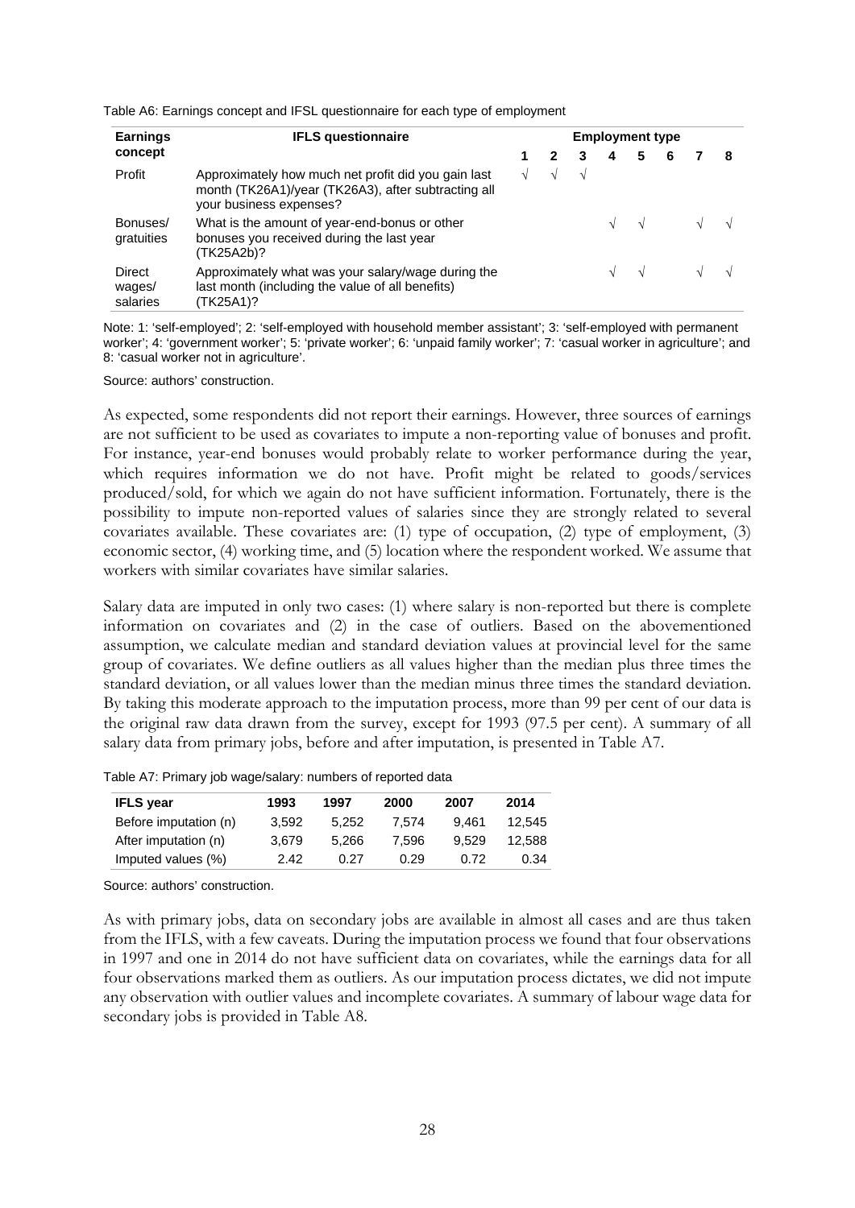Table A6: Earnings concept and IFSL questionnaire for each type of employment

| Earnings concept | IFLS questionnaire | Employment type | | | | | | | |
|---|---|---|---|---|---|---|---|---|---|
| | | 1 | 2 | 3 | 4 | 5 | 6 | 7 | 8 |
| Profit | Approximately how much net profit did you gain last month (TK26A1)/year (TK26A3), after subtracting all your business expenses? | √ | √ | √ | | | | | |
| Bonuses/ gratuities | What is the amount of year-end-bonus or other bonuses you received during the last year (TK25A2b)? | | | | √ | √ | | √ | √ |
| Direct wages/ salaries | Approximately what was your salary/wage during the last month (including the value of all benefits) (TK25A1)? | | | | √ | √ | | √ | √ |

Note: 1: 'self-employed'; 2: 'self-employed with household member assistant'; 3: 'self-employed with permanent worker'; 4: 'government worker'; 5: 'private worker'; 6: 'unpaid family worker'; 7: 'casual worker in agriculture'; and 8: 'casual worker not in agriculture'.

Source: authors' construction.

As expected, some respondents did not report their earnings. However, three sources of earnings are not sufficient to be used as covariates to impute a non-reporting value of bonuses and profit. For instance, year-end bonuses would probably relate to worker performance during the year, which requires information we do not have. Profit might be related to goods/services produced/sold, for which we again do not have sufficient information. Fortunately, there is the possibility to impute non-reported values of salaries since they are strongly related to several covariates available. These covariates are: (1) type of occupation, (2) type of employment, (3) economic sector, (4) working time, and (5) location where the respondent worked. We assume that workers with similar covariates have similar salaries.

Salary data are imputed in only two cases: (1) where salary is non-reported but there is complete information on covariates and (2) in the case of outliers. Based on the abovementioned assumption, we calculate median and standard deviation values at provincial level for the same group of covariates. We define outliers as all values higher than the median plus three times the standard deviation, or all values lower than the median minus three times the standard deviation. By taking this moderate approach to the imputation process, more than 99 per cent of our data is the original raw data drawn from the survey, except for 1993 (97.5 per cent). A summary of all salary data from primary jobs, before and after imputation, is presented in Table A7.

Table A7: Primary job wage/salary: numbers of reported data

| IFLS year | 1993 | 1997 | 2000 | 2007 | 2014 |
|---|---|---|---|---|---|
| Before imputation (n) | 3,592 | 5,252 | 7,574 | 9,461 | 12,545 |
| After imputation (n) | 3,679 | 5,266 | 7,596 | 9,529 | 12,588 |
| Imputed values (%) | 2.42 | 0.27 | 0.29 | 0.72 | 0.34 |

Source: authors' construction.

As with primary jobs, data on secondary jobs are available in almost all cases and are thus taken from the IFLS, with a few caveats. During the imputation process we found that four observations in 1997 and one in 2014 do not have sufficient data on covariates, while the earnings data for all four observations marked them as outliers. As our imputation process dictates, we did not impute any observation with outlier values and incomplete covariates. A summary of labour wage data for secondary jobs is provided in Table A8.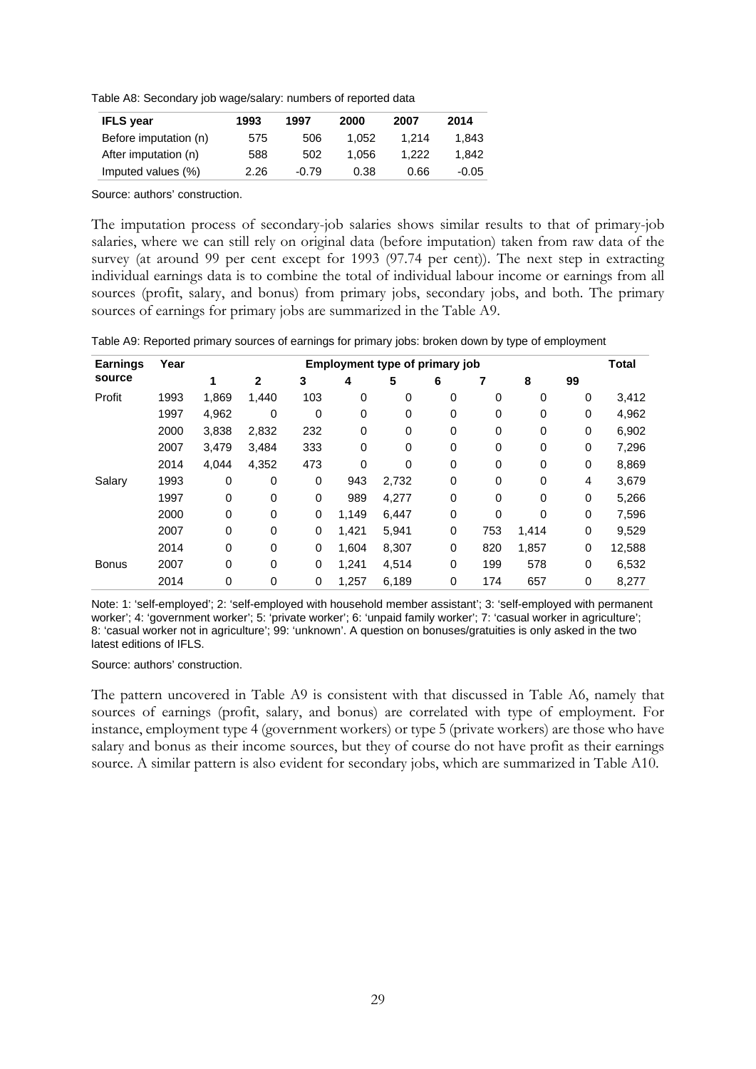Table A8: Secondary job wage/salary: numbers of reported data

| IFLS year | 1993 | 1997 | 2000 | 2007 | 2014 |
|---|---|---|---|---|---|
| Before imputation (n) | 575 | 506 | 1,052 | 1,214 | 1,843 |
| After imputation (n) | 588 | 502 | 1,056 | 1,222 | 1,842 |
| Imputed values (%) | 2.26 | -0.79 | 0.38 | 0.66 | -0.05 |

Source: authors' construction.

The imputation process of secondary-job salaries shows similar results to that of primary-job salaries, where we can still rely on original data (before imputation) taken from raw data of the survey (at around 99 per cent except for 1993 (97.74 per cent)). The next step in extracting individual earnings data is to combine the total of individual labour income or earnings from all sources (profit, salary, and bonus) from primary jobs, secondary jobs, and both. The primary sources of earnings for primary jobs are summarized in the Table A9.

Table A9: Reported primary sources of earnings for primary jobs: broken down by type of employment

| Earnings source | Year | Employment type of primary job | | | | | | | | | Total |
|---|---|---|---|---|---|---|---|---|---|---|---|
| | | 1 | 2 | 3 | 4 | 5 | 6 | 7 | 8 | 99 | |
| Profit | 1993 | 1,869 | 1,440 | 103 | 0 | 0 | 0 | 0 | 0 | 0 | 3,412 |
| | 1997 | 4,962 | 0 | 0 | 0 | 0 | 0 | 0 | 0 | 0 | 4,962 |
| | 2000 | 3,838 | 2,832 | 232 | 0 | 0 | 0 | 0 | 0 | 0 | 6,902 |
| | 2007 | 3,479 | 3,484 | 333 | 0 | 0 | 0 | 0 | 0 | 0 | 7,296 |
| | 2014 | 4,044 | 4,352 | 473 | 0 | 0 | 0 | 0 | 0 | 0 | 8,869 |
| Salary | 1993 | 0 | 0 | 0 | 943 | 2,732 | 0 | 0 | 0 | 4 | 3,679 |
| | 1997 | 0 | 0 | 0 | 989 | 4,277 | 0 | 0 | 0 | 0 | 5,266 |
| | 2000 | 0 | 0 | 0 | 1,149 | 6,447 | 0 | 0 | 0 | 0 | 7,596 |
| | 2007 | 0 | 0 | 0 | 1,421 | 5,941 | 0 | 753 | 1,414 | 0 | 9,529 |
| | 2014 | 0 | 0 | 0 | 1,604 | 8,307 | 0 | 820 | 1,857 | 0 | 12,588 |
| Bonus | 2007 | 0 | 0 | 0 | 1,241 | 4,514 | 0 | 199 | 578 | 0 | 6,532 |
| | 2014 | 0 | 0 | 0 | 1,257 | 6,189 | 0 | 174 | 657 | 0 | 8,277 |

Note: 1: 'self-employed'; 2: 'self-employed with household member assistant'; 3: 'self-employed with permanent worker'; 4: 'government worker'; 5: 'private worker'; 6: 'unpaid family worker'; 7: 'casual worker in agriculture'; 8: 'casual worker not in agriculture'; 99: 'unknown'. A question on bonuses/gratuities is only asked in the two latest editions of IFLS.

Source: authors' construction.

The pattern uncovered in Table A9 is consistent with that discussed in Table A6, namely that sources of earnings (profit, salary, and bonus) are correlated with type of employment. For instance, employment type 4 (government workers) or type 5 (private workers) are those who have salary and bonus as their income sources, but they of course do not have profit as their earnings source. A similar pattern is also evident for secondary jobs, which are summarized in Table A10.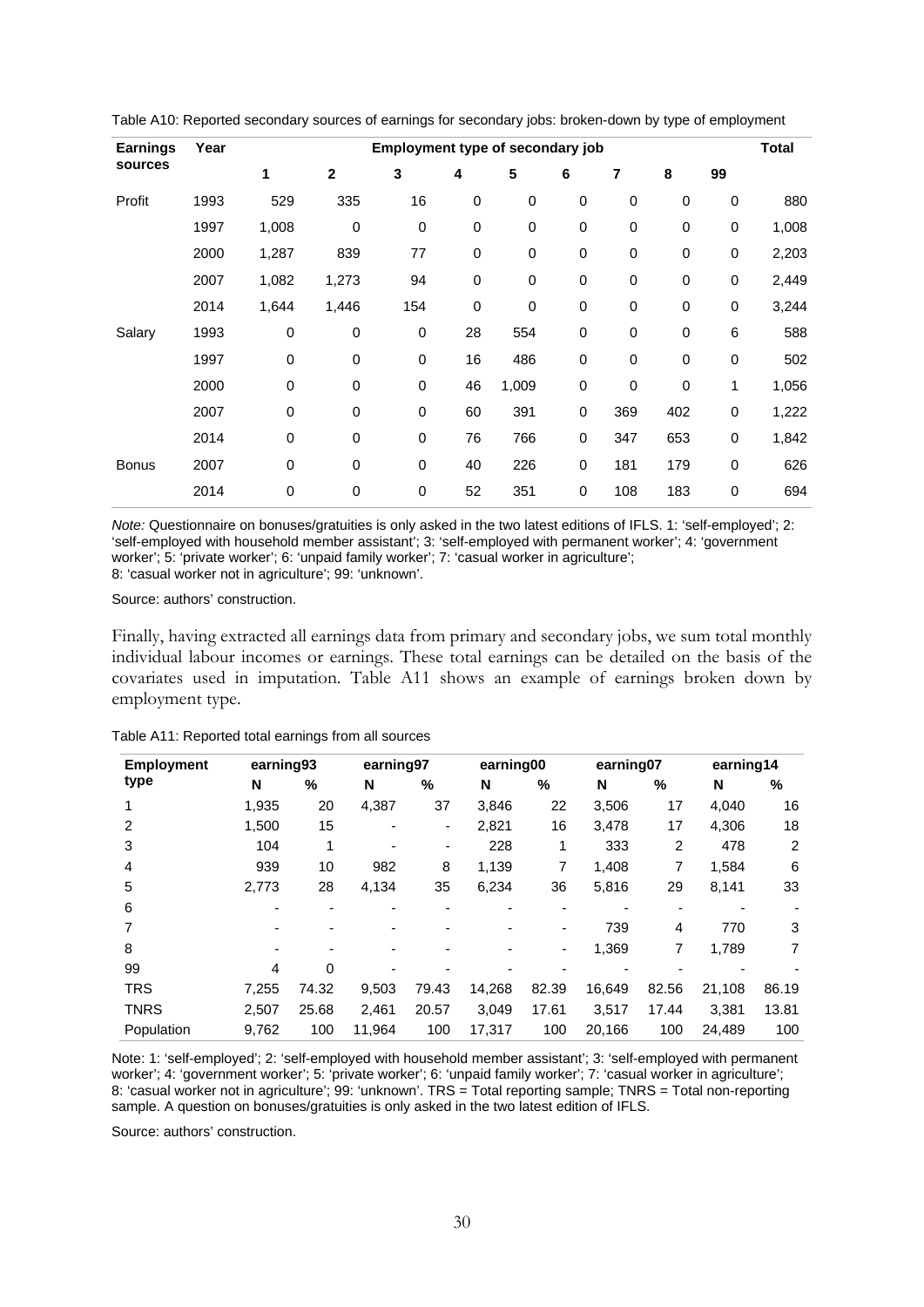Table A10: Reported secondary sources of earnings for secondary jobs: broken-down by type of employment

| Earnings sources | Year | Employment type of secondary job | | | | | | | | | Total |
|---|---|---|---|---|---|---|---|---|---|---|---|
| | | 1 | 2 | 3 | 4 | 5 | 6 | 7 | 8 | 99 | |
| Profit | 1993 | 529 | 335 | 16 | 0 | 0 | 0 | 0 | 0 | 0 | 880 |
| | 1997 | 1,008 | 0 | 0 | 0 | 0 | 0 | 0 | 0 | 0 | 1,008 |
| | 2000 | 1,287 | 839 | 77 | 0 | 0 | 0 | 0 | 0 | 0 | 2,203 |
| | 2007 | 1,082 | 1,273 | 94 | 0 | 0 | 0 | 0 | 0 | 0 | 2,449 |
| | 2014 | 1,644 | 1,446 | 154 | 0 | 0 | 0 | 0 | 0 | 0 | 3,244 |
| Salary | 1993 | 0 | 0 | 0 | 28 | 554 | 0 | 0 | 0 | 6 | 588 |
| | 1997 | 0 | 0 | 0 | 16 | 486 | 0 | 0 | 0 | 0 | 502 |
| | 2000 | 0 | 0 | 0 | 46 | 1,009 | 0 | 0 | 0 | 1 | 1,056 |
| | 2007 | 0 | 0 | 0 | 60 | 391 | 0 | 369 | 402 | 0 | 1,222 |
| | 2014 | 0 | 0 | 0 | 76 | 766 | 0 | 347 | 653 | 0 | 1,842 |
| Bonus | 2007 | 0 | 0 | 0 | 40 | 226 | 0 | 181 | 179 | 0 | 626 |
| | 2014 | 0 | 0 | 0 | 52 | 351 | 0 | 108 | 183 | 0 | 694 |

*Note:* Questionnaire on bonuses/gratuities is only asked in the two latest editions of IFLS. 1: 'self-employed'; 2: 'self-employed with household member assistant'; 3: 'self-employed with permanent worker'; 4: 'government worker'; 5: 'private worker'; 6: 'unpaid family worker'; 7: 'casual worker in agriculture'; 8: 'casual worker not in agriculture'; 99: 'unknown'.

Source: authors' construction.

Finally, having extracted all earnings data from primary and secondary jobs, we sum total monthly individual labour incomes or earnings. These total earnings can be detailed on the basis of the covariates used in imputation. Table A11 shows an example of earnings broken down by employment type.

Table A11: Reported total earnings from all sources

| Employment type | earning93 | | earning97 | | earning00 | | earning07 | | earning14 | |
|---|---|---|---|---|---|---|---|---|---|---|
| | N | % | N | % | N | % | N | % | N | % |
| 1 | 1,935 | 20 | 4,387 | 37 | 3,846 | 22 | 3,506 | 17 | 4,040 | 16 |
| 2 | 1,500 | 15 | - | - | 2,821 | 16 | 3,478 | 17 | 4,306 | 18 |
| 3 | 104 | 1 | - | - | 228 | 1 | 333 | 2 | 478 | 2 |
| 4 | 939 | 10 | 982 | 8 | 1,139 | 7 | 1,408 | 7 | 1,584 | 6 |
| 5 | 2,773 | 28 | 4,134 | 35 | 6,234 | 36 | 5,816 | 29 | 8,141 | 33 |
| 6 | - | - | - | - | - | - | - | - | - | - |
| 7 | - | - | - | - | - | - | 739 | 4 | 770 | 3 |
| 8 | - | - | - | - | - | - | 1,369 | 7 | 1,789 | 7 |
| 99 | 4 | 0 | - | - | - | - | - | - | - | - |
| TRS | 7,255 | 74.32 | 9,503 | 79.43 | 14,268 | 82.39 | 16,649 | 82.56 | 21,108 | 86.19 |
| TNRS | 2,507 | 25.68 | 2,461 | 20.57 | 3,049 | 17.61 | 3,517 | 17.44 | 3,381 | 13.81 |
| Population | 9,762 | 100 | 11,964 | 100 | 17,317 | 100 | 20,166 | 100 | 24,489 | 100 |

Note: 1: 'self-employed'; 2: 'self-employed with household member assistant'; 3: 'self-employed with permanent worker'; 4: 'government worker'; 5: 'private worker'; 6: 'unpaid family worker'; 7: 'casual worker in agriculture'; 8: 'casual worker not in agriculture'; 99: 'unknown'. TRS = Total reporting sample; TNRS = Total non-reporting sample. A question on bonuses/gratuities is only asked in the two latest edition of IFLS.

Source: authors' construction.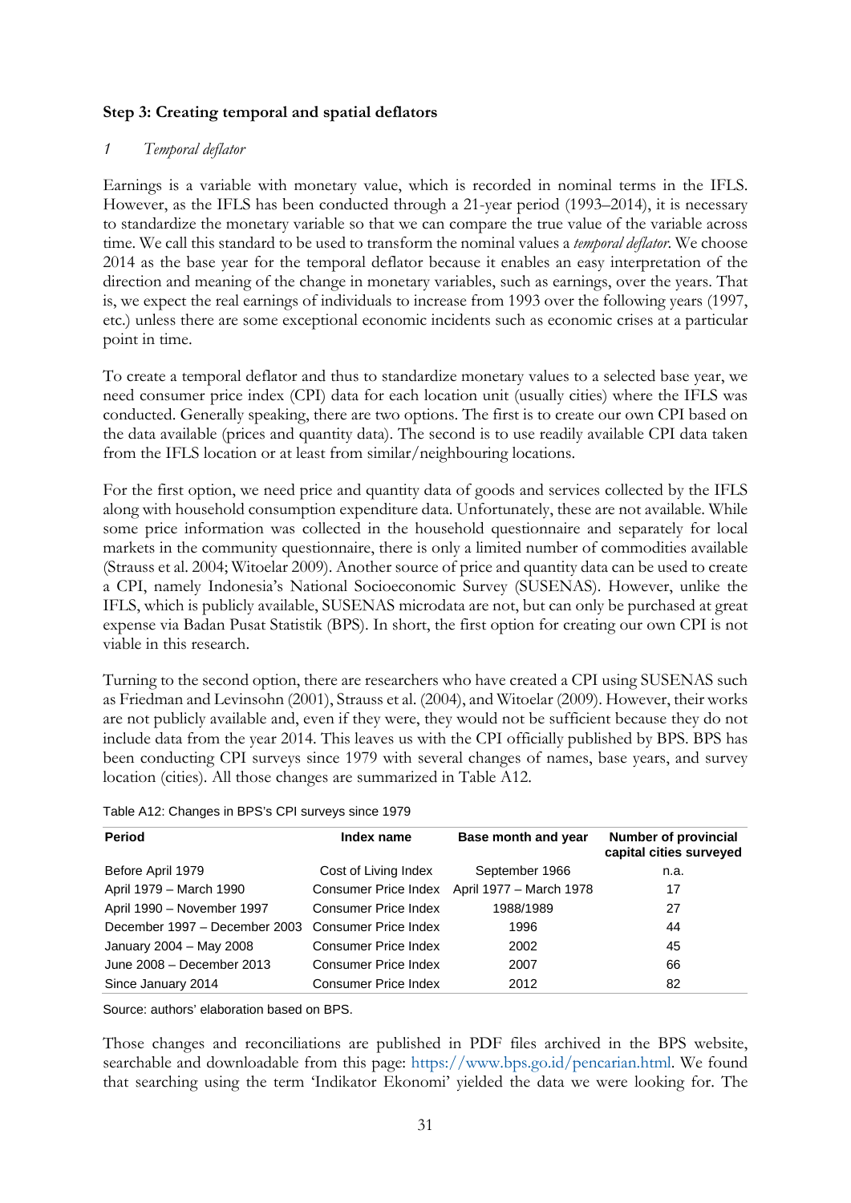**Step 3: Creating temporal and spatial deflators**

*1 Temporal deflator*

Earnings is a variable with monetary value, which is recorded in nominal terms in the IFLS. However, as the IFLS has been conducted through a 21-year period (1993–2014), it is necessary to standardize the monetary variable so that we can compare the true value of the variable across time. We call this standard to be used to transform the nominal values a *temporal deflator*. We choose 2014 as the base year for the temporal deflator because it enables an easy interpretation of the direction and meaning of the change in monetary variables, such as earnings, over the years. That is, we expect the real earnings of individuals to increase from 1993 over the following years (1997, etc.) unless there are some exceptional economic incidents such as economic crises at a particular point in time.

To create a temporal deflator and thus to standardize monetary values to a selected base year, we need consumer price index (CPI) data for each location unit (usually cities) where the IFLS was conducted. Generally speaking, there are two options. The first is to create our own CPI based on the data available (prices and quantity data). The second is to use readily available CPI data taken from the IFLS location or at least from similar/neighbouring locations.

For the first option, we need price and quantity data of goods and services collected by the IFLS along with household consumption expenditure data. Unfortunately, these are not available. While some price information was collected in the household questionnaire and separately for local markets in the community questionnaire, there is only a limited number of commodities available (Strauss et al. 2004; Witoelar 2009). Another source of price and quantity data can be used to create a CPI, namely Indonesia's National Socioeconomic Survey (SUSENAS). However, unlike the IFLS, which is publicly available, SUSENAS microdata are not, but can only be purchased at great expense via Badan Pusat Statistik (BPS). In short, the first option for creating our own CPI is not viable in this research.

Turning to the second option, there are researchers who have created a CPI using SUSENAS such as Friedman and Levinsohn (2001), Strauss et al. (2004), and Witoelar (2009). However, their works are not publicly available and, even if they were, they would not be sufficient because they do not include data from the year 2014. This leaves us with the CPI officially published by BPS. BPS has been conducting CPI surveys since 1979 with several changes of names, base years, and survey location (cities). All those changes are summarized in Table A12.

Table A12: Changes in BPS's CPI surveys since 1979

| Period | Index name | Base month and year | Number of provincial capital cities surveyed |
|---|---|---|---|
| Before April 1979 | Cost of Living Index | September 1966 | n.a. |
| April 1979 – March 1990 | Consumer Price Index | April 1977 – March 1978 | 17 |
| April 1990 – November 1997 | Consumer Price Index | 1988/1989 | 27 |
| December 1997 – December 2003 | Consumer Price Index | 1996 | 44 |
| January 2004 – May 2008 | Consumer Price Index | 2002 | 45 |
| June 2008 – December 2013 | Consumer Price Index | 2007 | 66 |
| Since January 2014 | Consumer Price Index | 2012 | 82 |

Source: authors' elaboration based on BPS.

Those changes and reconciliations are published in PDF files archived in the BPS website, searchable and downloadable from this page: https://www.bps.go.id/pencarian.html. We found that searching using the term 'Indikator Ekonomi' yielded the data we were looking for. The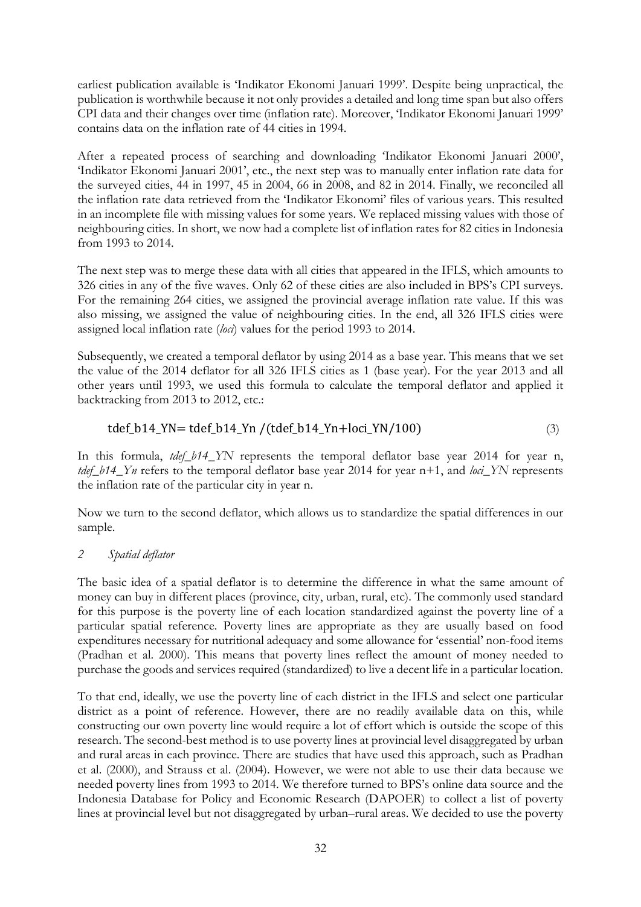earliest publication available is 'Indikator Ekonomi Januari 1999'. Despite being unpractical, the publication is worthwhile because it not only provides a detailed and long time span but also offers CPI data and their changes over time (inflation rate). Moreover, 'Indikator Ekonomi Januari 1999' contains data on the inflation rate of 44 cities in 1994.

After a repeated process of searching and downloading 'Indikator Ekonomi Januari 2000', 'Indikator Ekonomi Januari 2001', etc., the next step was to manually enter inflation rate data for the surveyed cities, 44 in 1997, 45 in 2004, 66 in 2008, and 82 in 2014. Finally, we reconciled all the inflation rate data retrieved from the 'Indikator Ekonomi' files of various years. This resulted in an incomplete file with missing values for some years. We replaced missing values with those of neighbouring cities. In short, we now had a complete list of inflation rates for 82 cities in Indonesia from 1993 to 2014.

The next step was to merge these data with all cities that appeared in the IFLS, which amounts to 326 cities in any of the five waves. Only 62 of these cities are also included in BPS's CPI surveys. For the remaining 264 cities, we assigned the provincial average inflation rate value. If this was also missing, we assigned the value of neighbouring cities. In the end, all 326 IFLS cities were assigned local inflation rate (*loci*) values for the period 1993 to 2014.

Subsequently, we created a temporal deflator by using 2014 as a base year. This means that we set the value of the 2014 deflator for all 326 IFLS cities as 1 (base year). For the year 2013 and all other years until 1993, we used this formula to calculate the temporal deflator and applied it backtracking from 2013 to 2012, etc.:

$$\text{tdef\_b14\_YN} = \text{tdef\_b14\_Yn} / (\text{tdef\_b14\_Yn} + \text{loci\_YN}/100) \tag{3}$$

In this formula, *tdef_b14_YN* represents the temporal deflator base year 2014 for year n, *tdef_b14_Yn* refers to the temporal deflator base year 2014 for year n+1, and *loci_YN* represents the inflation rate of the particular city in year n.

Now we turn to the second deflator, which allows us to standardize the spatial differences in our sample.

### *2 Spatial deflator*

The basic idea of a spatial deflator is to determine the difference in what the same amount of money can buy in different places (province, city, urban, rural, etc). The commonly used standard for this purpose is the poverty line of each location standardized against the poverty line of a particular spatial reference. Poverty lines are appropriate as they are usually based on food expenditures necessary for nutritional adequacy and some allowance for 'essential' non-food items (Pradhan et al. 2000). This means that poverty lines reflect the amount of money needed to purchase the goods and services required (standardized) to live a decent life in a particular location.

To that end, ideally, we use the poverty line of each district in the IFLS and select one particular district as a point of reference. However, there are no readily available data on this, while constructing our own poverty line would require a lot of effort which is outside the scope of this research. The second-best method is to use poverty lines at provincial level disaggregated by urban and rural areas in each province. There are studies that have used this approach, such as Pradhan et al. (2000), and Strauss et al. (2004). However, we were not able to use their data because we needed poverty lines from 1993 to 2014. We therefore turned to BPS's online data source and the Indonesia Database for Policy and Economic Research (DAPOER) to collect a list of poverty lines at provincial level but not disaggregated by urban–rural areas. We decided to use the poverty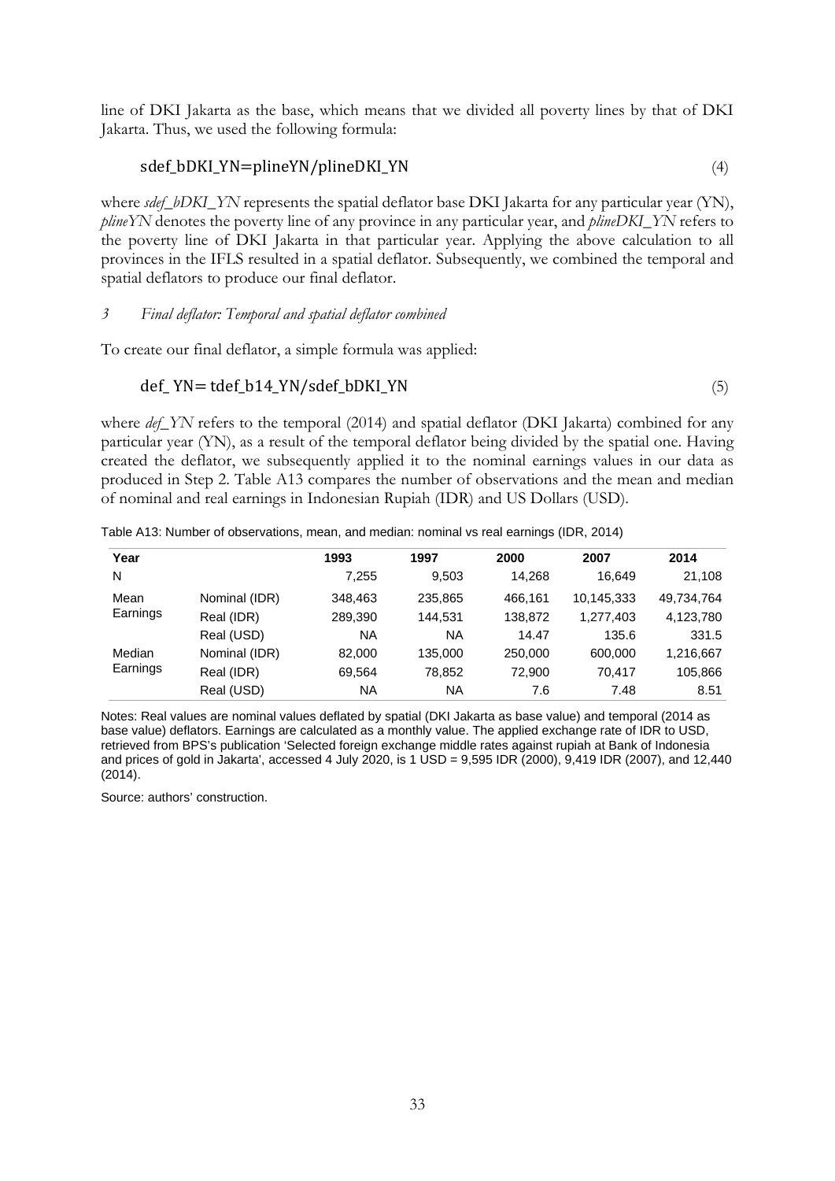line of DKI Jakarta as the base, which means that we divided all poverty lines by that of DKI Jakarta. Thus, we used the following formula:

$$\text{sdef\_bDKI\_YN} = \text{plineYN}/\text{plineDKI\_YN} \tag{4}$$

where *sdef_bDKI_YN* represents the spatial deflator base DKI Jakarta for any particular year (YN), *plineYN* denotes the poverty line of any province in any particular year, and *plineDKI_YN* refers to the poverty line of DKI Jakarta in that particular year. Applying the above calculation to all provinces in the IFLS resulted in a spatial deflator. Subsequently, we combined the temporal and spatial deflators to produce our final deflator.

*3 Final deflator: Temporal and spatial deflator combined*

To create our final deflator, a simple formula was applied:

$$\text{def\_YN} = \text{tdef\_b14\_YN}/\text{sdef\_bDKI\_YN} \tag{5}$$

where *def_YN* refers to the temporal (2014) and spatial deflator (DKI Jakarta) combined for any particular year (YN), as a result of the temporal deflator being divided by the spatial one. Having created the deflator, we subsequently applied it to the nominal earnings values in our data as produced in Step 2. Table A13 compares the number of observations and the mean and median of nominal and real earnings in Indonesian Rupiah (IDR) and US Dollars (USD).

Table A13: Number of observations, mean, and median: nominal vs real earnings (IDR, 2014)

| Year | | 1993 | 1997 | 2000 | 2007 | 2014 |
|---|---|---|---|---|---|---|
| N | | 7,255 | 9,503 | 14,268 | 16,649 | 21,108 |
| Mean Earnings | Nominal (IDR) | 348,463 | 235,865 | 466,161 | 10,145,333 | 49,734,764 |
| | Real (IDR) | 289,390 | 144,531 | 138,872 | 1,277,403 | 4,123,780 |
| | Real (USD) | NA | NA | 14.47 | 135.6 | 331.5 |
| Median Earnings | Nominal (IDR) | 82,000 | 135,000 | 250,000 | 600,000 | 1,216,667 |
| | Real (IDR) | 69,564 | 78,852 | 72,900 | 70,417 | 105,866 |
| | Real (USD) | NA | NA | 7.6 | 7.48 | 8.51 |

Notes: Real values are nominal values deflated by spatial (DKI Jakarta as base value) and temporal (2014 as base value) deflators. Earnings are calculated as a monthly value. The applied exchange rate of IDR to USD, retrieved from BPS's publication 'Selected foreign exchange middle rates against rupiah at Bank of Indonesia and prices of gold in Jakarta', accessed 4 July 2020, is 1 USD = 9,595 IDR (2000), 9,419 IDR (2007), and 12,440 (2014).

Source: authors' construction.